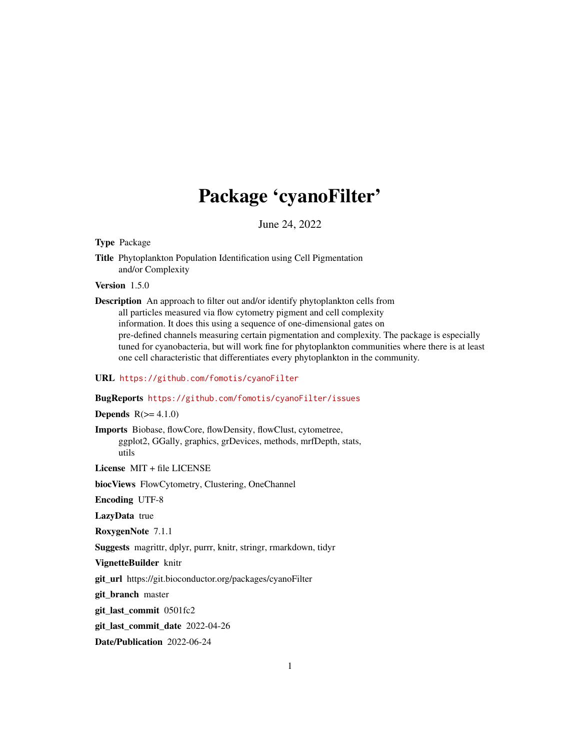# Package 'cyanoFilter'

June 24, 2022

**Type** Package

**Title** Phytoplankton Population Identification using Cell Pigmentation and/or Complexity

**Version** 1.5.0

**Description** An approach to filter out and/or identify phytoplankton cells from all particles measured via flow cytometry pigment and cell complexity information. It does this using a sequence of one-dimensional gates on pre-defined channels measuring certain pigmentation and complexity. The package is especially tuned for cyanobacteria, but will work fine for phytoplankton communities where there is at least one cell characteristic that differentiates every phytoplankton in the community.

**URL** https://github.com/fomotis/cyanoFilter

**BugReports** https://github.com/fomotis/cyanoFilter/issues

**Depends** R(>= 4.1.0)

**Imports** Biobase, flowCore, flowDensity, flowClust, cytometree, ggplot2, GGally, graphics, grDevices, methods, mrfDepth, stats, utils

**License** MIT + file LICENSE

**biocViews** FlowCytometry, Clustering, OneChannel

**Encoding** UTF-8

**LazyData** true

**RoxygenNote** 7.1.1

**Suggests** magrittr, dplyr, purrr, knitr, stringr, rmarkdown, tidyr

**VignetteBuilder** knitr

**git_url** https://git.bioconductor.org/packages/cyanoFilter

**git_branch** master

**git_last_commit** 0501fc2

**git_last_commit_date** 2022-04-26

**Date/Publication** 2022-06-24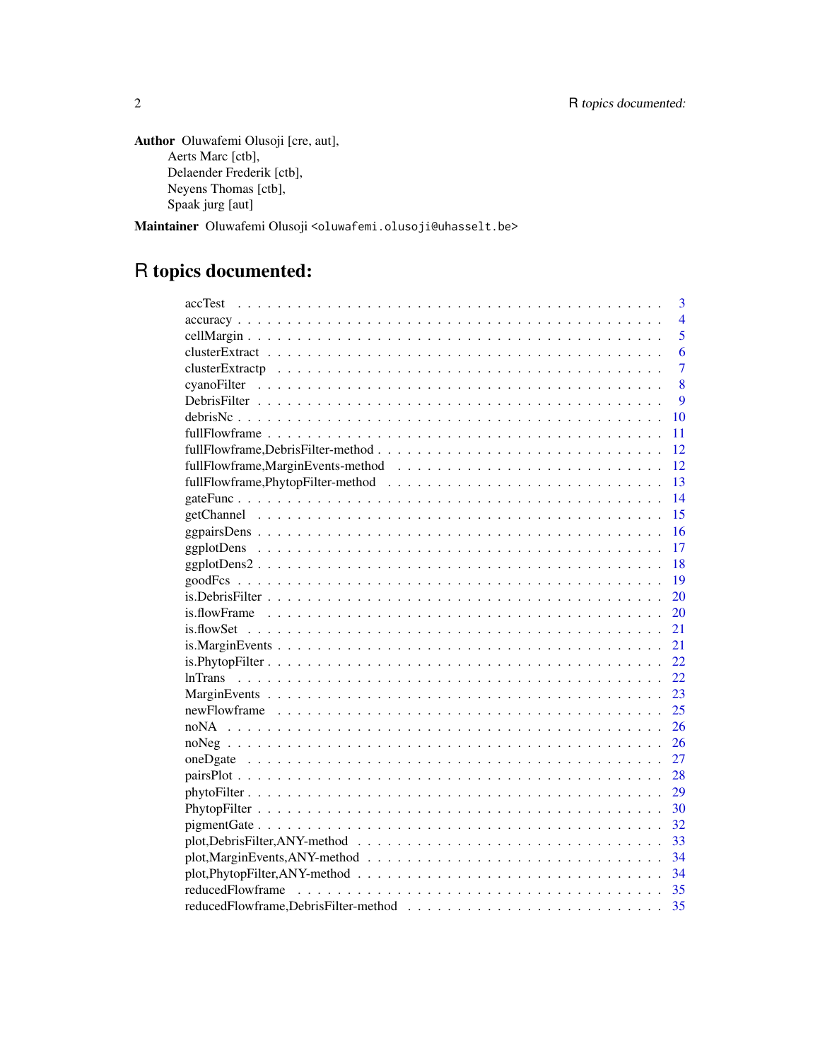**Author** Oluwafemi Olusoji [cre, aut],
Aerts Marc [ctb],
Delaender Frederik [ctb],
Neyens Thomas [ctb],
Spaak jurg [aut]

**Maintainer** Oluwafemi Olusoji <oluwafemi.olusoji@uhasselt.be>

# R topics documented:

| | |
|---|---|
| accTest | 3 |
| accuracy | 4 |
| cellMargin | 5 |
| clusterExtract | 6 |
| clusterExtractp | 7 |
| cyanoFilter | 8 |
| DebrisFilter | 9 |
| debrisNc | 10 |
| fullFlowframe | 11 |
| fullFlowframe,DebrisFilter-method | 12 |
| fullFlowframe,MarginEvents-method | 12 |
| fullFlowframe,PhytopFilter-method | 13 |
| gateFunc | 14 |
| getChannel | 15 |
| ggpairsDens | 16 |
| ggplotDens | 17 |
| ggplotDens2 | 18 |
| goodFcs | 19 |
| is.DebrisFilter | 20 |
| is.flowFrame | 20 |
| is.flowSet | 21 |
| is.MarginEvents | 21 |
| is.PhytopFilter | 22 |
| lnTrans | 22 |
| MarginEvents | 23 |
| newFlowframe | 25 |
| noNA | 26 |
| noNeg | 26 |
| oneDgate | 27 |
| pairsPlot | 28 |
| phytoFilter | 29 |
| PhytopFilter | 30 |
| pigmentGate | 32 |
| plot,DebrisFilter,ANY-method | 33 |
| plot,MarginEvents,ANY-method | 34 |
| plot,PhytopFilter,ANY-method | 34 |
| reducedFlowframe | 35 |
| reducedFlowframe,DebrisFilter-method | 35 |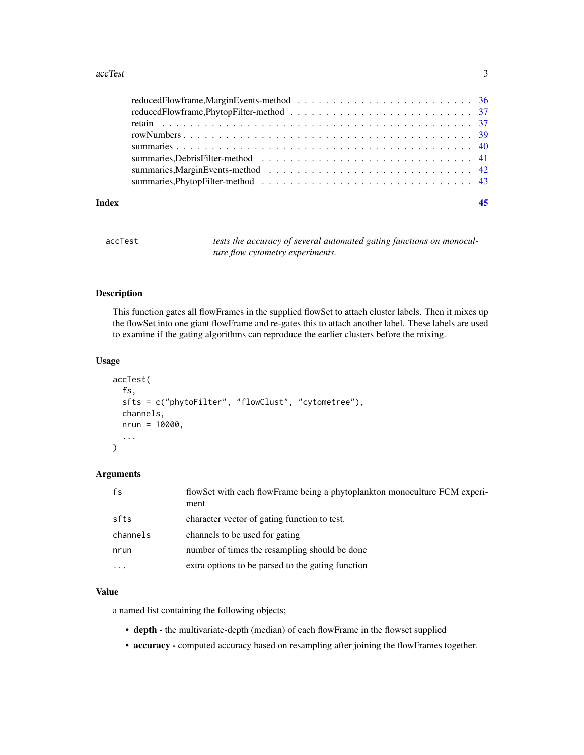reducedFlowframe,MarginEvents-method . . . . . . . . . . . . . . . . . . . . . . . . 36
reducedFlowframe,PhytopFilter-method . . . . . . . . . . . . . . . . . . . . . . . . 37
retain . . . . . . . . . . . . . . . . . . . . . . . . . . . . . . . . . . . . . . . 37
rowNumbers . . . . . . . . . . . . . . . . . . . . . . . . . . . . . . . . . . . . . 39
summaries . . . . . . . . . . . . . . . . . . . . . . . . . . . . . . . . . . . . . . 40
summaries,DebrisFilter-method . . . . . . . . . . . . . . . . . . . . . . . . . . . 41
summaries,MarginEvents-method . . . . . . . . . . . . . . . . . . . . . . . . . . . 42
summaries,PhytopFilter-method . . . . . . . . . . . . . . . . . . . . . . . . . . . 43

**Index** **45**

---

`accTest` *tests the accuracy of several automated gating functions on monoculture flow cytometry experiments.*

---

## Description

This function gates all flowFrames in the supplied flowSet to attach cluster labels. Then it mixes up the flowSet into one giant flowFrame and re-gates this to attach another label. These labels are used to examine if the gating algorithms can reproduce the earlier clusters before the mixing.

## Usage

```
accTest(
  fs,
  sfts = c("phytoFilter", "flowClust", "cytometree"),
  channels,
  nrun = 10000,
  ...
)
```

## Arguments

| | |
|---|---|
| `fs` | flowSet with each flowFrame being a phytoplankton monoculture FCM experiment |
| `sfts` | character vector of gating function to test. |
| `channels` | channels to be used for gating |
| `nrun` | number of times the resampling should be done |
| `...` | extra options to be parsed to the gating function |

## Value

a named list containing the following objects;

- **depth -** the multivariate-depth (median) of each flowFrame in the flowset supplied
- **accuracy -** computed accuracy based on resampling after joining the flowFrames together.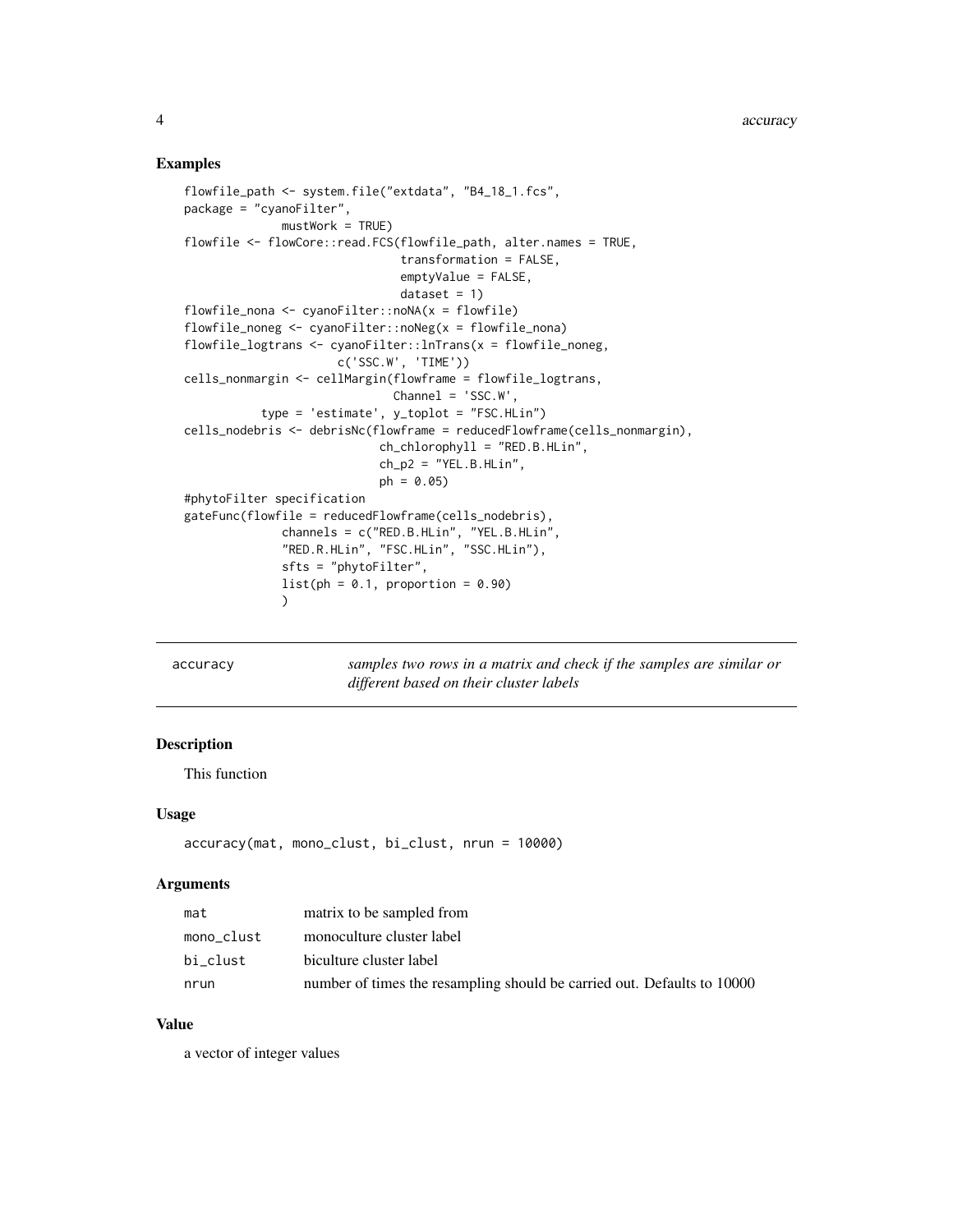## Examples

```
flowfile_path <- system.file("extdata", "B4_18_1.fcs",
package = "cyanoFilter",
              mustWork = TRUE)
flowfile <- flowCore::read.FCS(flowfile_path, alter.names = TRUE,
                               transformation = FALSE,
                               emptyValue = FALSE,
                               dataset = 1)
flowfile_nona <- cyanoFilter::noNA(x = flowfile)
flowfile_noneg <- cyanoFilter::noNeg(x = flowfile_nona)
flowfile_logtrans <- cyanoFilter::lnTrans(x = flowfile_noneg,
                      c('SSC.W', 'TIME'))
cells_nonmargin <- cellMargin(flowframe = flowfile_logtrans,
                              Channel = 'SSC.W',
           type = 'estimate', y_toplot = "FSC.HLin")
cells_nodebris <- debrisNc(flowframe = reducedFlowframe(cells_nonmargin),
                            ch_chlorophyll = "RED.B.HLin",
                            ch_p2 = "YEL.B.HLin",
                            ph = 0.05)
#phytoFilter specification
gateFunc(flowfile = reducedFlowframe(cells_nodebris),
              channels = c("RED.B.HLin", "YEL.B.HLin",
              "RED.R.HLin", "FSC.HLin", "SSC.HLin"),
              sfts = "phytoFilter",
              list(ph = 0.1, proportion = 0.90)
              )
```

---

# accracy

*samples two rows in a matrix and check if the samples are similar or different based on their cluster labels*

---

## Description

This function

## Usage

```
accuracy(mat, mono_clust, bi_clust, nrun = 10000)
```

## Arguments

| | |
|---|---|
| mat | matrix to be sampled from |
| mono_clust | monoculture cluster label |
| bi_clust | biculture cluster label |
| nrun | number of times the resampling should be carried out. Defaults to 10000 |

## Value

a vector of integer values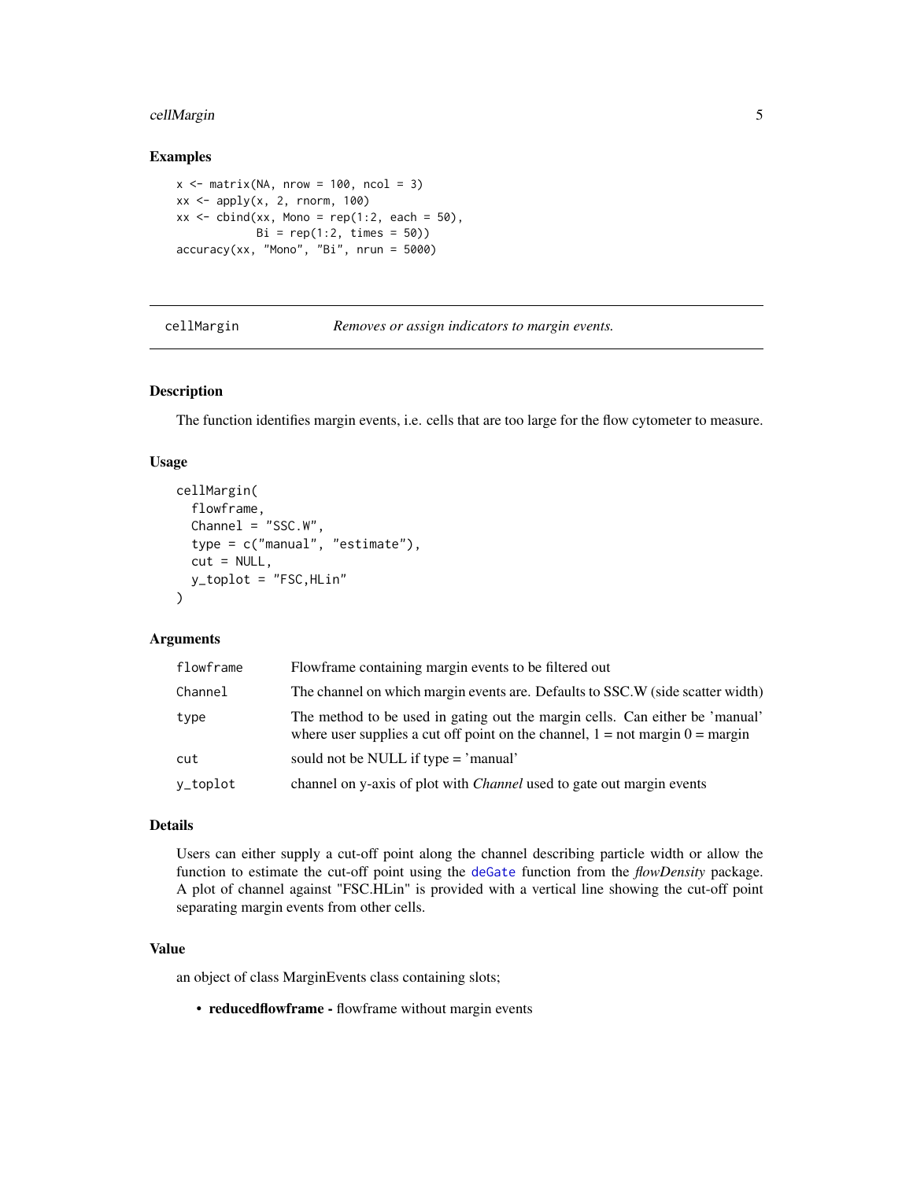### Examples

```
x <- matrix(NA, nrow = 100, ncol = 3)
xx <- apply(x, 2, rnorm, 100)
xx <- cbind(xx, Mono = rep(1:2, each = 50),
            Bi = rep(1:2, times = 50))
accuracy(xx, "Mono", "Bi", nrun = 5000)
```

---

## cellMargin — *Removes or assign indicators to margin events.*

### Description

The function identifies margin events, i.e. cells that are too large for the flow cytometer to measure.

### Usage

```
cellMargin(
  flowframe,
  Channel = "SSC.W",
  type = c("manual", "estimate"),
  cut = NULL,
  y_toplot = "FSC,HLin"
)
```

### Arguments

| | |
|---|---|
| flowframe | Flowframe containing margin events to be filtered out |
| Channel | The channel on which margin events are. Defaults to SSC.W (side scatter width) |
| type | The method to be used in gating out the margin cells. Can either be 'manual' where user supplies a cut off point on the channel, 1 = not margin 0 = margin |
| cut | sould not be NULL if type = 'manual' |
| y_toplot | channel on y-axis of plot with *Channel* used to gate out margin events |

### Details

Users can either supply a cut-off point along the channel describing particle width or allow the function to estimate the cut-off point using the deGate function from the *flowDensity* package. A plot of channel against "FSC.HLin" is provided with a vertical line showing the cut-off point separating margin events from other cells.

### Value

an object of class MarginEvents class containing slots;

- **reducedflowframe -** flowframe without margin events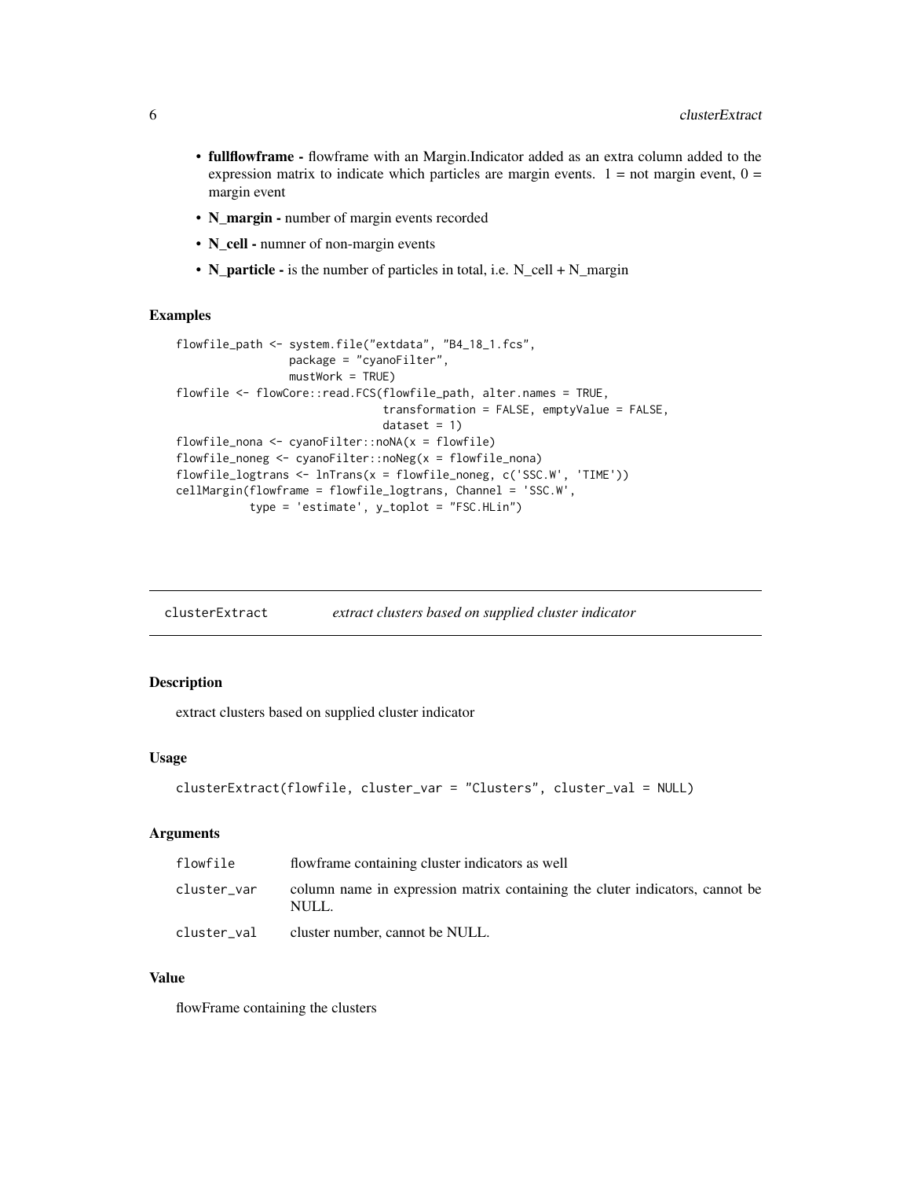- **fullflowframe -** flowframe with an Margin.Indicator added as an extra column added to the expression matrix to indicate which particles are margin events. 1 = not margin event, 0 = margin event
- **N_margin -** number of margin events recorded
- **N_cell -** numner of non-margin events
- **N_particle -** is the number of particles in total, i.e. N_cell + N_margin

### Examples

```
flowfile_path <- system.file("extdata", "B4_18_1.fcs",
                 package = "cyanoFilter",
                 mustWork = TRUE)
flowfile <- flowCore::read.FCS(flowfile_path, alter.names = TRUE,
                               transformation = FALSE, emptyValue = FALSE,
                               dataset = 1)
flowfile_nona <- cyanoFilter::noNA(x = flowfile)
flowfile_noneg <- cyanoFilter::noNeg(x = flowfile_nona)
flowfile_logtrans <- lnTrans(x = flowfile_noneg, c('SSC.W', 'TIME'))
cellMargin(flowframe = flowfile_logtrans, Channel = 'SSC.W',
           type = 'estimate', y_toplot = "FSC.HLin")
```

---

## clusterExtract *extract clusters based on supplied cluster indicator*

### Description

extract clusters based on supplied cluster indicator

### Usage

```
clusterExtract(flowfile, cluster_var = "Clusters", cluster_val = NULL)
```

### Arguments

| | |
|---|---|
| flowfile | flowframe containing cluster indicators as well |
| cluster_var | column name in expression matrix containing the cluter indicators, cannot be NULL. |
| cluster_val | cluster number, cannot be NULL. |

### Value

flowFrame containing the clusters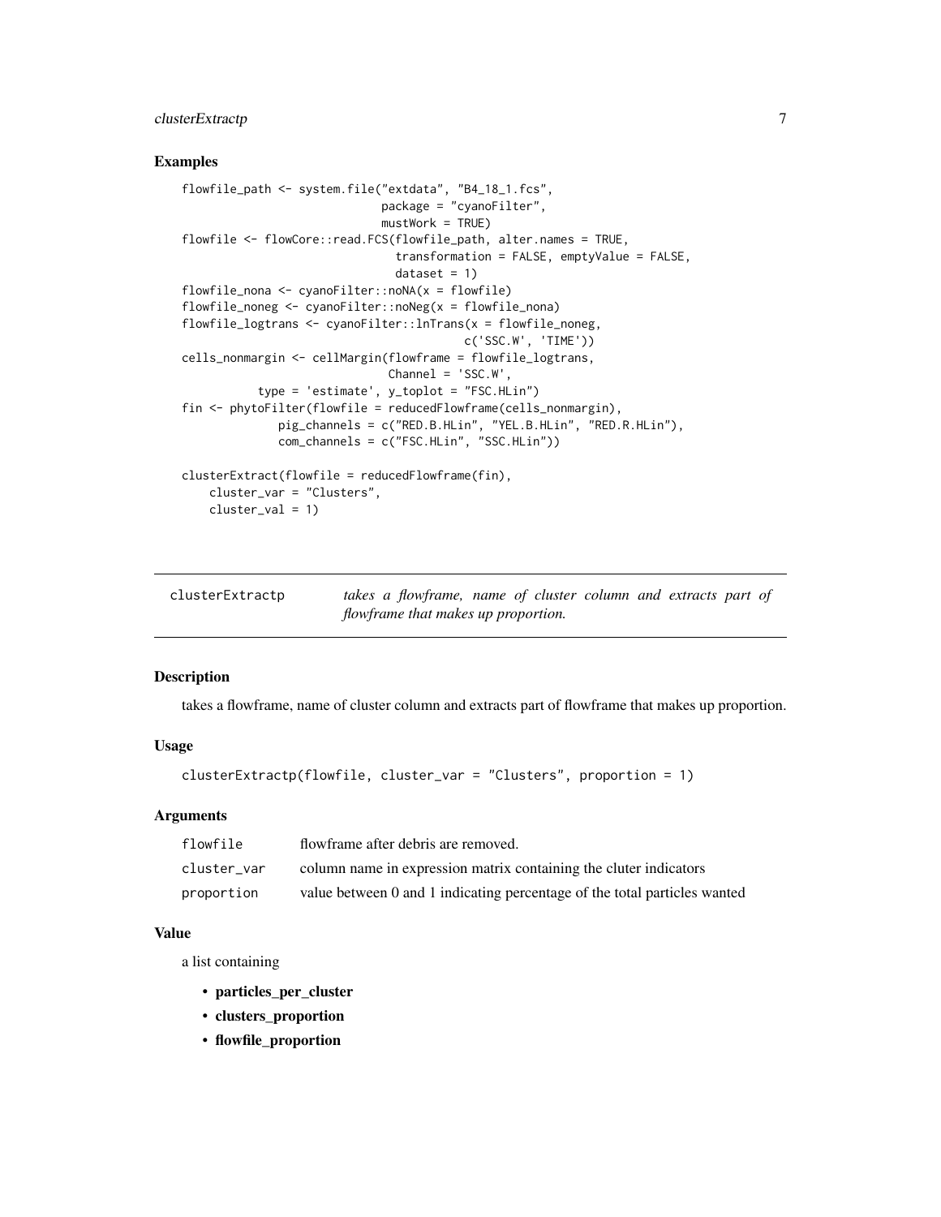### Examples

```
flowfile_path <- system.file("extdata", "B4_18_1.fcs",
                             package = "cyanoFilter",
                             mustWork = TRUE)
flowfile <- flowCore::read.FCS(flowfile_path, alter.names = TRUE,
                               transformation = FALSE, emptyValue = FALSE,
                               dataset = 1)
flowfile_nona <- cyanoFilter::noNA(x = flowfile)
flowfile_noneg <- cyanoFilter::noNeg(x = flowfile_nona)
flowfile_logtrans <- cyanoFilter::lnTrans(x = flowfile_noneg,
                                          c('SSC.W', 'TIME'))
cells_nonmargin <- cellMargin(flowframe = flowfile_logtrans,
                              Channel = 'SSC.W',
           type = 'estimate', y_toplot = "FSC.HLin")
fin <- phytoFilter(flowfile = reducedFlowframe(cells_nonmargin),
              pig_channels = c("RED.B.HLin", "YEL.B.HLin", "RED.R.HLin"),
              com_channels = c("FSC.HLin", "SSC.HLin"))

clusterExtract(flowfile = reducedFlowframe(fin),
    cluster_var = "Clusters",
    cluster_val = 1)
```

---

## clusterExtractp — *takes a flowframe, name of cluster column and extracts part of flowframe that makes up proportion.*

### Description

takes a flowframe, name of cluster column and extracts part of flowframe that makes up proportion.

### Usage

```
clusterExtractp(flowfile, cluster_var = "Clusters", proportion = 1)
```

### Arguments

| | |
|---|---|
| `flowfile` | flowframe after debris are removed. |
| `cluster_var` | column name in expression matrix containing the cluter indicators |
| `proportion` | value between 0 and 1 indicating percentage of the total particles wanted |

### Value

a list containing

- **particles_per_cluster**
- **clusters_proportion**
- **flowfile_proportion**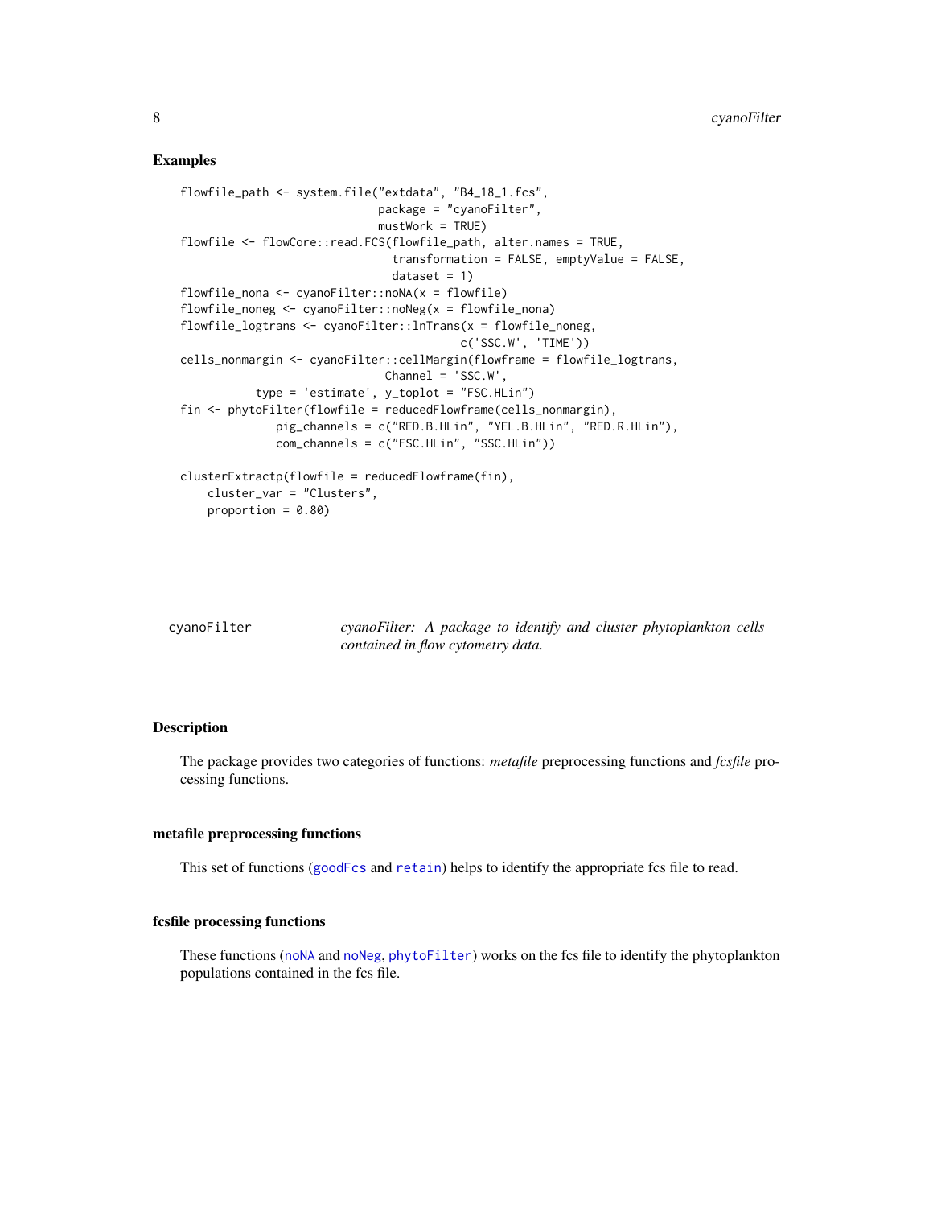## Examples

```
flowfile_path <- system.file("extdata", "B4_18_1.fcs",
                             package = "cyanoFilter",
                             mustWork = TRUE)
flowfile <- flowCore::read.FCS(flowfile_path, alter.names = TRUE,
                               transformation = FALSE, emptyValue = FALSE,
                               dataset = 1)
flowfile_nona <- cyanoFilter::noNA(x = flowfile)
flowfile_noneg <- cyanoFilter::noNeg(x = flowfile_nona)
flowfile_logtrans <- cyanoFilter::lnTrans(x = flowfile_noneg,
                                          c('SSC.W', 'TIME'))
cells_nonmargin <- cyanoFilter::cellMargin(flowframe = flowfile_logtrans,
                                Channel = 'SSC.W',
           type = 'estimate', y_toplot = "FSC.HLin")
fin <- phytoFilter(flowfile = reducedFlowframe(cells_nonmargin),
              pig_channels = c("RED.B.HLin", "YEL.B.HLin", "RED.R.HLin"),
              com_channels = c("FSC.HLin", "SSC.HLin"))

clusterExtractp(flowfile = reducedFlowframe(fin),
    cluster_var = "Clusters",
    proportion = 0.80)
```

---

# cyanoFilter — *cyanoFilter: A package to identify and cluster phytoplankton cells contained in flow cytometry data.*

## Description

The package provides two categories of functions: *metafile* preprocessing functions and *fcsfile* processing functions.

### metafile preprocessing functions

This set of functions (goodFcs and retain) helps to identify the appropriate fcs file to read.

### fcsfile processing functions

These functions (noNA and noNeg, phytoFilter) works on the fcs file to identify the phytoplankton populations contained in the fcs file.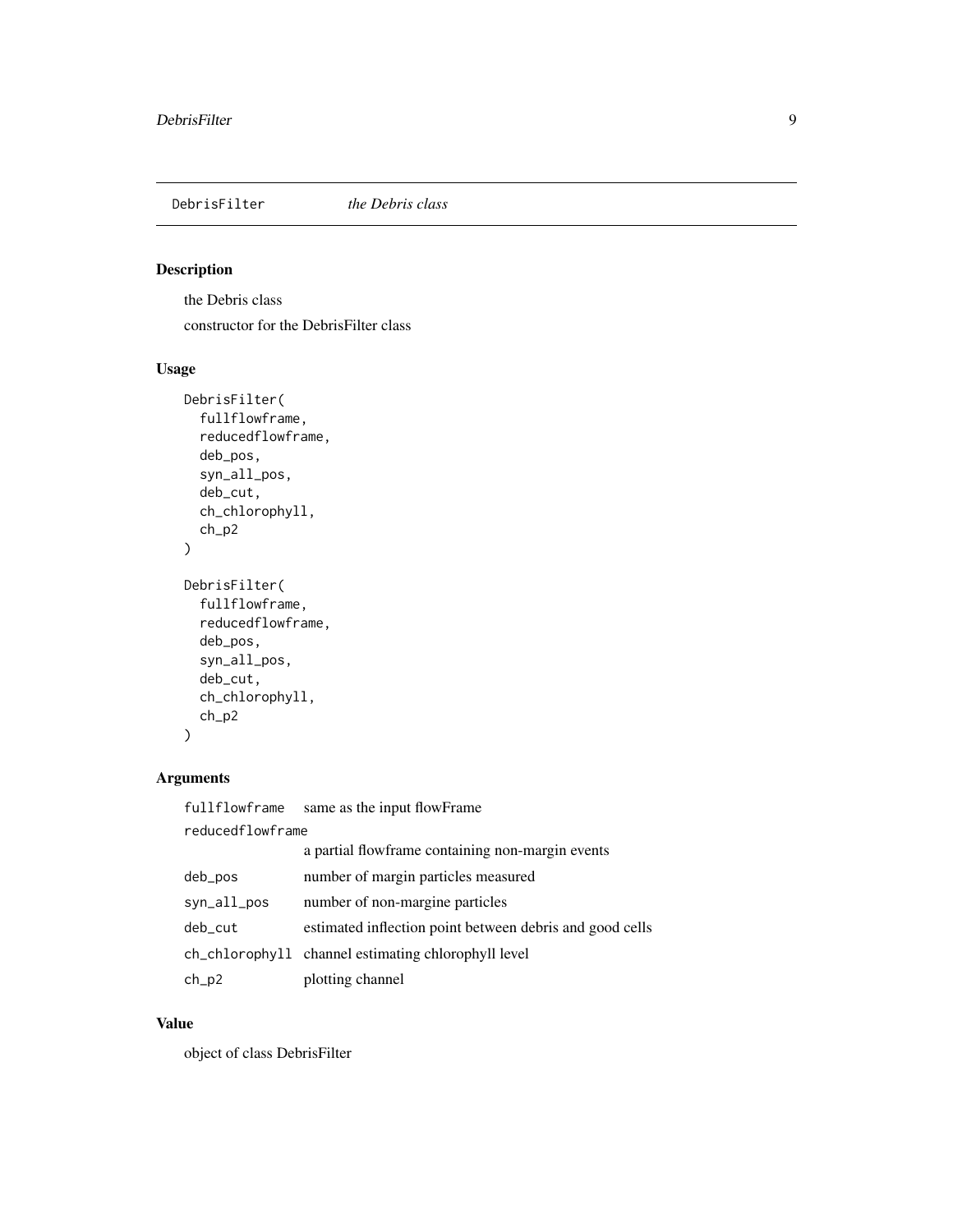## DebrisFilter *the Debris class*

### Description

the Debris class

constructor for the DebrisFilter class

### Usage

```
DebrisFilter(
  fullflowframe,
  reducedflowframe,
  deb_pos,
  syn_all_pos,
  deb_cut,
  ch_chlorophyll,
  ch_p2
)

DebrisFilter(
  fullflowframe,
  reducedflowframe,
  deb_pos,
  syn_all_pos,
  deb_cut,
  ch_chlorophyll,
  ch_p2
)
```

### Arguments

| | |
|---|---|
| `fullflowframe` | same as the input flowFrame |
| `reducedflowframe` | a partial flowframe containing non-margin events |
| `deb_pos` | number of margin particles measured |
| `syn_all_pos` | number of non-margine particles |
| `deb_cut` | estimated inflection point between debris and good cells |
| `ch_chlorophyll` | channel estimating chlorophyll level |
| `ch_p2` | plotting channel |

### Value

object of class DebrisFilter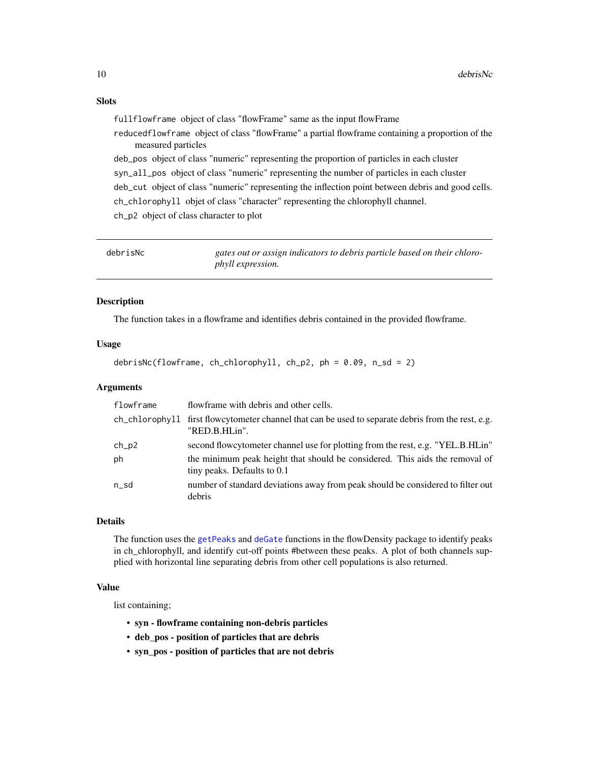### Slots

`fullflowframe` object of class "flowFrame" same as the input flowFrame

`reducedflowframe` object of class "flowFrame" a partial flowframe containing a proportion of the measured particles

`deb_pos` object of class "numeric" representing the proportion of particles in each cluster

`syn_all_pos` object of class "numeric" representing the number of particles in each cluster

`deb_cut` object of class "numeric" representing the inflection point between debris and good cells.

`ch_chlorophyll` objet of class "character" representing the chlorophyll channel.

`ch_p2` object of class character to plot

---

## debrisNc — *gates out or assign indicators to debris particle based on their chlorophyll expression.*

---

### Description

The function takes in a flowframe and identifies debris contained in the provided flowframe.

### Usage

```
debrisNc(flowframe, ch_chlorophyll, ch_p2, ph = 0.09, n_sd = 2)
```

### Arguments

| | |
|---|---|
| `flowframe` | flowframe with debris and other cells. |
| `ch_chlorophyll` | first flowcytometer channel that can be used to separate debris from the rest, e.g. "RED.B.HLin". |
| `ch_p2` | second flowcytometer channel use for plotting from the rest, e.g. "YEL.B.HLin" |
| `ph` | the minimum peak height that should be considered. This aids the removal of tiny peaks. Defaults to 0.1 |
| `n_sd` | number of standard deviations away from peak should be considered to filter out debris |

### Details

The function uses the `getPeaks` and `deGate` functions in the flowDensity package to identify peaks in ch_chlorophyll, and identify cut-off points #between these peaks. A plot of both channels supplied with horizontal line separating debris from other cell populations is also returned.

### Value

list containing;

- **syn - flowframe containing non-debris particles**
- **deb_pos - position of particles that are debris**
- **syn_pos - position of particles that are not debris**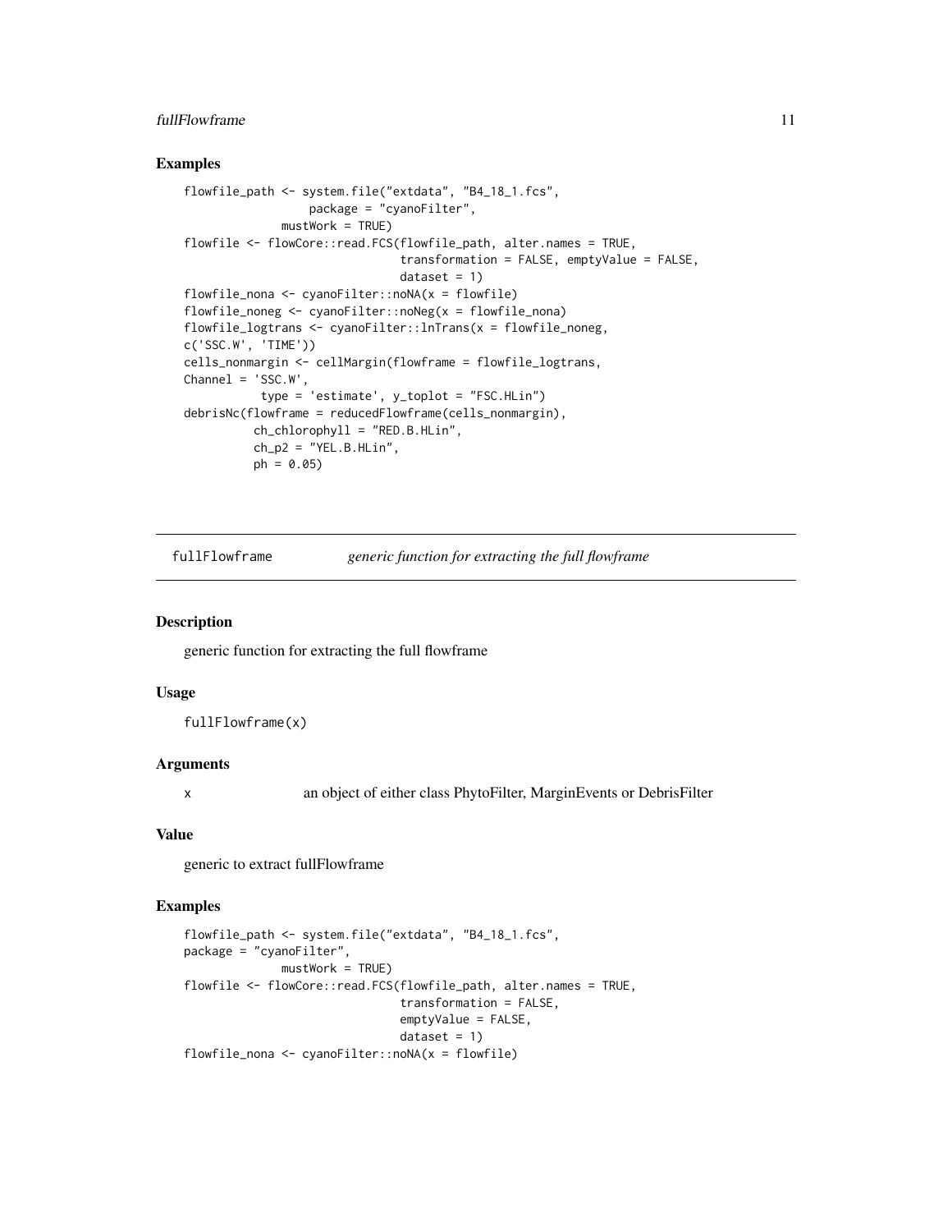## Examples

```
flowfile_path <- system.file("extdata", "B4_18_1.fcs",
                  package = "cyanoFilter",
              mustWork = TRUE)
flowfile <- flowCore::read.FCS(flowfile_path, alter.names = TRUE,
                               transformation = FALSE, emptyValue = FALSE,
                               dataset = 1)
flowfile_nona <- cyanoFilter::noNA(x = flowfile)
flowfile_noneg <- cyanoFilter::noNeg(x = flowfile_nona)
flowfile_logtrans <- cyanoFilter::lnTrans(x = flowfile_noneg,
c('SSC.W', 'TIME'))
cells_nonmargin <- cellMargin(flowframe = flowfile_logtrans,
Channel = 'SSC.W',
           type = 'estimate', y_toplot = "FSC.HLin")
debrisNc(flowframe = reducedFlowframe(cells_nonmargin),
          ch_chlorophyll = "RED.B.HLin",
          ch_p2 = "YEL.B.HLin",
          ph = 0.05)
```

---

# fullFlowframe — *generic function for extracting the full flowframe*

---

## Description

generic function for extracting the full flowframe

## Usage

```
fullFlowframe(x)
```

## Arguments

| | |
|---|---|
| x | an object of either class PhytoFilter, MarginEvents or DebrisFilter |

## Value

generic to extract fullFlowframe

## Examples

```
flowfile_path <- system.file("extdata", "B4_18_1.fcs",
package = "cyanoFilter",
              mustWork = TRUE)
flowfile <- flowCore::read.FCS(flowfile_path, alter.names = TRUE,
                               transformation = FALSE,
                               emptyValue = FALSE,
                               dataset = 1)
flowfile_nona <- cyanoFilter::noNA(x = flowfile)
```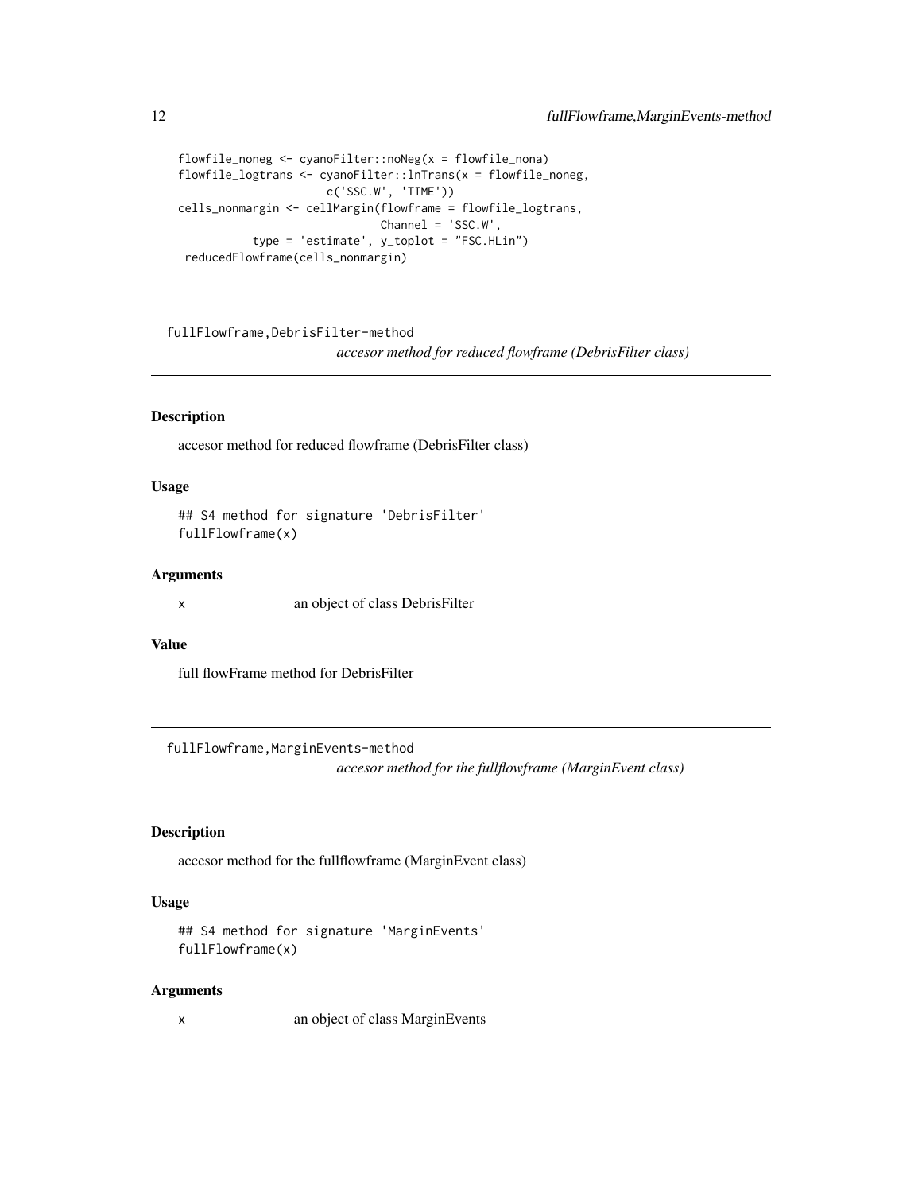```
flowfile_noneg <- cyanoFilter::noNeg(x = flowfile_nona)
flowfile_logtrans <- cyanoFilter::lnTrans(x = flowfile_noneg,
                      c('SSC.W', 'TIME'))
cells_nonmargin <- cellMargin(flowframe = flowfile_logtrans,
                              Channel = 'SSC.W',
           type = 'estimate', y_toplot = "FSC.HLin")
 reducedFlowframe(cells_nonmargin)
```

---

## fullFlowframe,DebrisFilter-method

*accesor method for reduced flowframe (DebrisFilter class)*

### Description

accesor method for reduced flowframe (DebrisFilter class)

### Usage

```
## S4 method for signature 'DebrisFilter'
fullFlowframe(x)
```

### Arguments

| | |
|---|---|
| x | an object of class DebrisFilter |

### Value

full flowFrame method for DebrisFilter

---

## fullFlowframe,MarginEvents-method

*accesor method for the fullflowframe (MarginEvent class)*

### Description

accesor method for the fullflowframe (MarginEvent class)

### Usage

```
## S4 method for signature 'MarginEvents'
fullFlowframe(x)
```

### Arguments

| | |
|---|---|
| x | an object of class MarginEvents |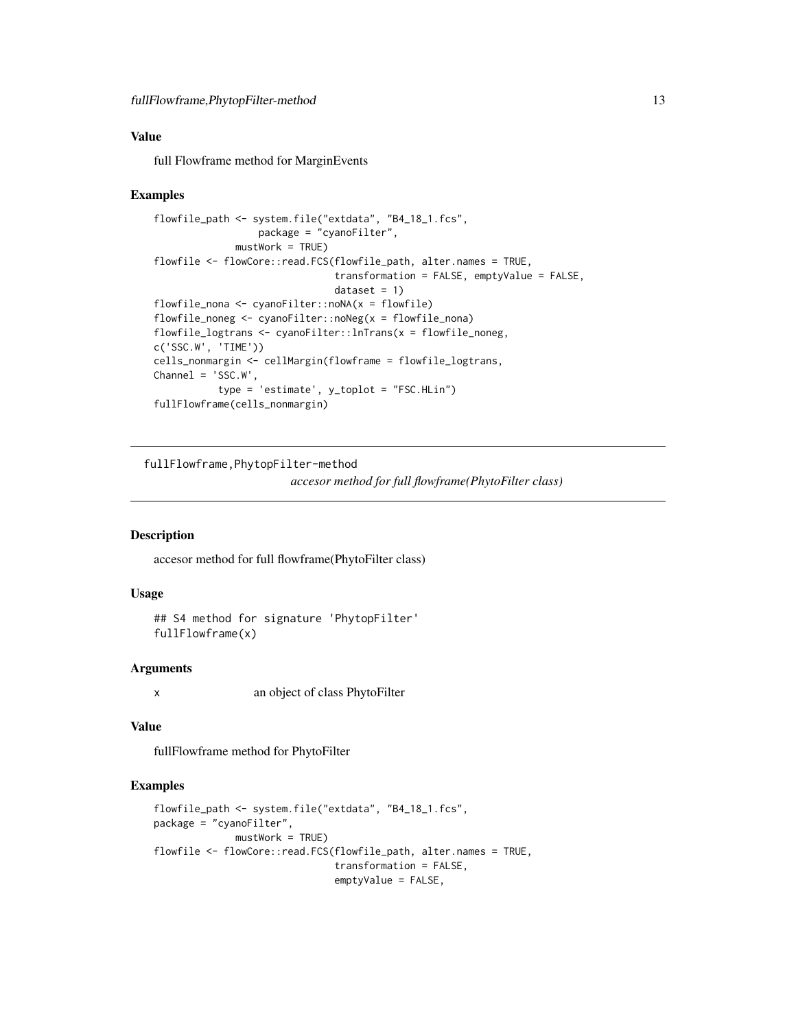### Value

full Flowframe method for MarginEvents

### Examples

```
flowfile_path <- system.file("extdata", "B4_18_1.fcs",
                  package = "cyanoFilter",
              mustWork = TRUE)
flowfile <- flowCore::read.FCS(flowfile_path, alter.names = TRUE,
                               transformation = FALSE, emptyValue = FALSE,
                               dataset = 1)
flowfile_nona <- cyanoFilter::noNA(x = flowfile)
flowfile_noneg <- cyanoFilter::noNeg(x = flowfile_nona)
flowfile_logtrans <- cyanoFilter::lnTrans(x = flowfile_noneg,
c('SSC.W', 'TIME'))
cells_nonmargin <- cellMargin(flowframe = flowfile_logtrans,
Channel = 'SSC.W',
           type = 'estimate', y_toplot = "FSC.HLin")
fullFlowframe(cells_nonmargin)
```

## fullFlowframe,PhytopFilter-method

*accesor method for full flowframe(PhytoFilter class)*

### Description

accesor method for full flowframe(PhytoFilter class)

### Usage

```
## S4 method for signature 'PhytopFilter'
fullFlowframe(x)
```

### Arguments

| | |
|---|---|
| x | an object of class PhytoFilter |

### Value

fullFlowframe method for PhytoFilter

### Examples

```
flowfile_path <- system.file("extdata", "B4_18_1.fcs",
package = "cyanoFilter",
              mustWork = TRUE)
flowfile <- flowCore::read.FCS(flowfile_path, alter.names = TRUE,
                               transformation = FALSE,
                               emptyValue = FALSE,
```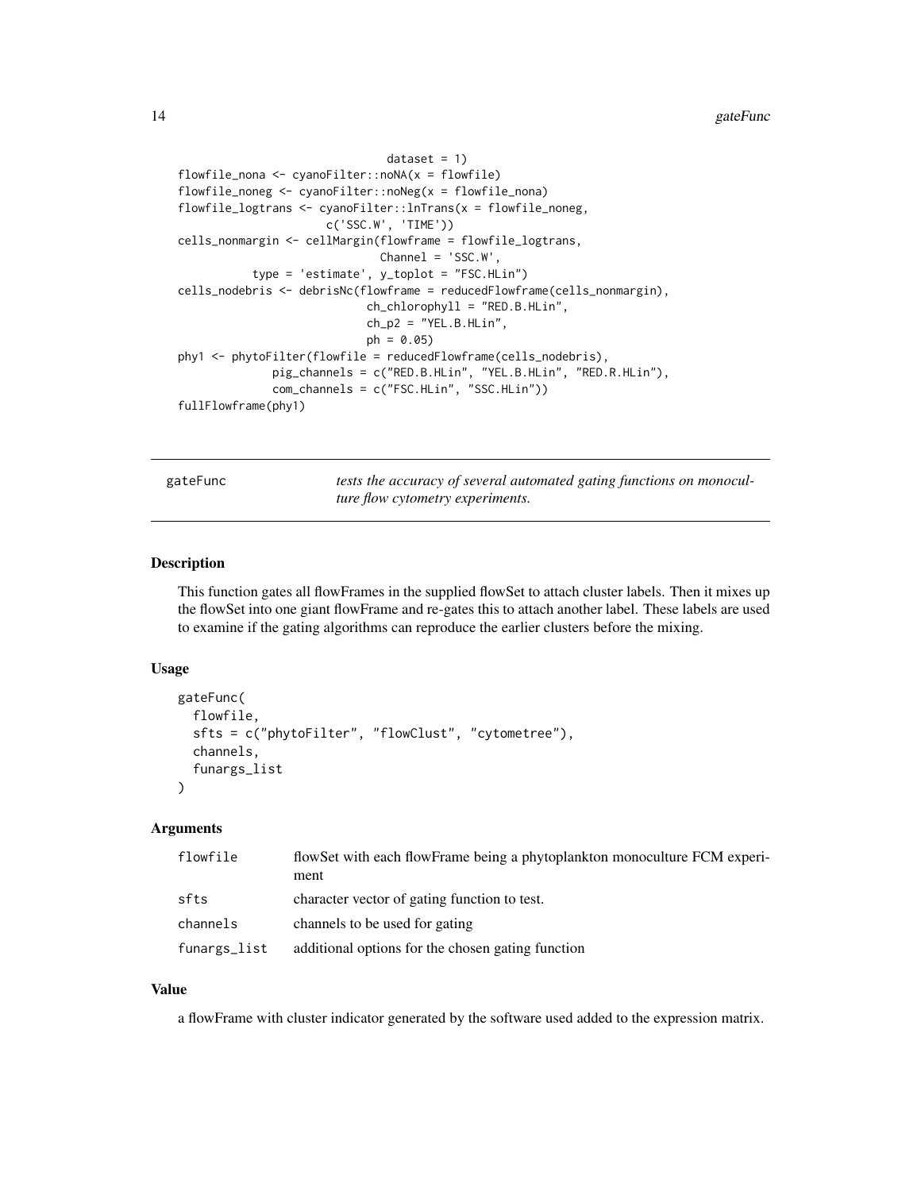```
                              dataset = 1)
flowfile_nona <- cyanoFilter::noNA(x = flowfile)
flowfile_noneg <- cyanoFilter::noNeg(x = flowfile_nona)
flowfile_logtrans <- cyanoFilter::lnTrans(x = flowfile_noneg,
                      c('SSC.W', 'TIME'))
cells_nonmargin <- cellMargin(flowframe = flowfile_logtrans,
                              Channel = 'SSC.W',
           type = 'estimate', y_toplot = "FSC.HLin")
cells_nodebris <- debrisNc(flowframe = reducedFlowframe(cells_nonmargin),
                           ch_chlorophyll = "RED.B.HLin",
                           ch_p2 = "YEL.B.HLin",
                           ph = 0.05)
phy1 <- phytoFilter(flowfile = reducedFlowframe(cells_nodebris),
              pig_channels = c("RED.B.HLin", "YEL.B.HLin", "RED.R.HLin"),
              com_channels = c("FSC.HLin", "SSC.HLin"))
fullFlowframe(phy1)
```

## gateFunc

*tests the accuracy of several automated gating functions on monoculture flow cytometry experiments.*

### Description

This function gates all flowFrames in the supplied flowSet to attach cluster labels. Then it mixes up the flowSet into one giant flowFrame and re-gates this to attach another label. These labels are used to examine if the gating algorithms can reproduce the earlier clusters before the mixing.

### Usage

```
gateFunc(
  flowfile,
  sfts = c("phytoFilter", "flowClust", "cytometree"),
  channels,
  funargs_list
)
```

### Arguments

| | |
|---|---|
| flowfile | flowSet with each flowFrame being a phytoplankton monoculture FCM experiment |
| sfts | character vector of gating function to test. |
| channels | channels to be used for gating |
| funargs_list | additional options for the chosen gating function |

### Value

a flowFrame with cluster indicator generated by the software used added to the expression matrix.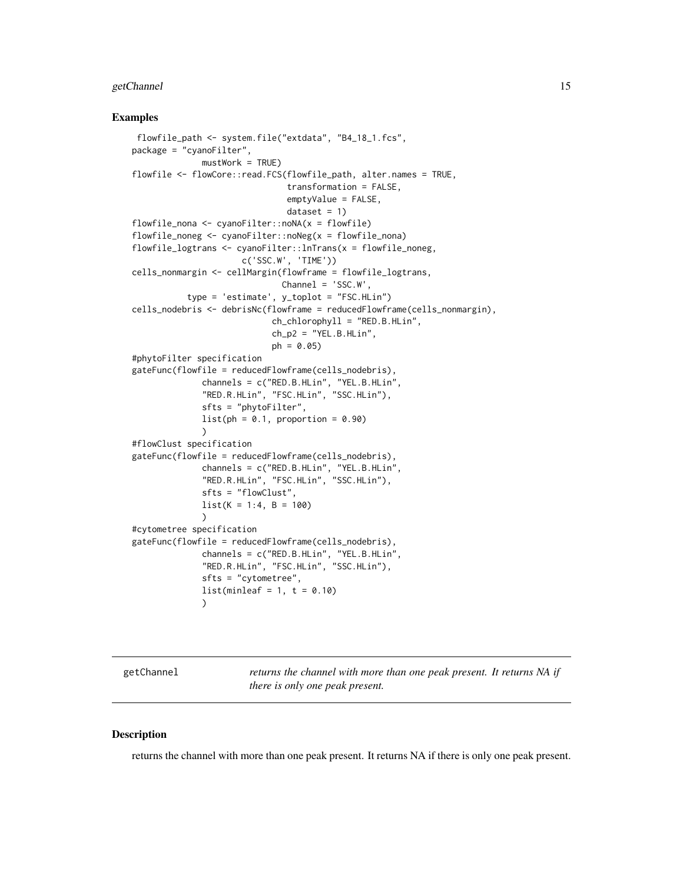### Examples

```
 flowfile_path <- system.file("extdata", "B4_18_1.fcs",
package = "cyanoFilter",
              mustWork = TRUE)
flowfile <- flowCore::read.FCS(flowfile_path, alter.names = TRUE,
                               transformation = FALSE,
                               emptyValue = FALSE,
                               dataset = 1)
flowfile_nona <- cyanoFilter::noNA(x = flowfile)
flowfile_noneg <- cyanoFilter::noNeg(x = flowfile_nona)
flowfile_logtrans <- cyanoFilter::lnTrans(x = flowfile_noneg,
                    c('SSC.W', 'TIME'))
cells_nonmargin <- cellMargin(flowframe = flowfile_logtrans,
                              Channel = 'SSC.W',
           type = 'estimate', y_toplot = "FSC.HLin")
cells_nodebris <- debrisNc(flowframe = reducedFlowframe(cells_nonmargin),
                           ch_chlorophyll = "RED.B.HLin",
                           ch_p2 = "YEL.B.HLin",
                           ph = 0.05)
#phytoFilter specification
gateFunc(flowfile = reducedFlowframe(cells_nodebris),
              channels = c("RED.B.HLin", "YEL.B.HLin",
              "RED.R.HLin", "FSC.HLin", "SSC.HLin"),
              sfts = "phytoFilter",
              list(ph = 0.1, proportion = 0.90)
              )
#flowClust specification
gateFunc(flowfile = reducedFlowframe(cells_nodebris),
              channels = c("RED.B.HLin", "YEL.B.HLin",
              "RED.R.HLin", "FSC.HLin", "SSC.HLin"),
              sfts = "flowClust",
              list(K = 1:4, B = 100)
              )
#cytometree specification
gateFunc(flowfile = reducedFlowframe(cells_nodebris),
              channels = c("RED.B.HLin", "YEL.B.HLin",
              "RED.R.HLin", "FSC.HLin", "SSC.HLin"),
              sfts = "cytometree",
              list(minleaf = 1, t = 0.10)
              )
```

---

## getChannel — *returns the channel with more than one peak present. It returns NA if there is only one peak present.*

---

### Description

returns the channel with more than one peak present. It returns NA if there is only one peak present.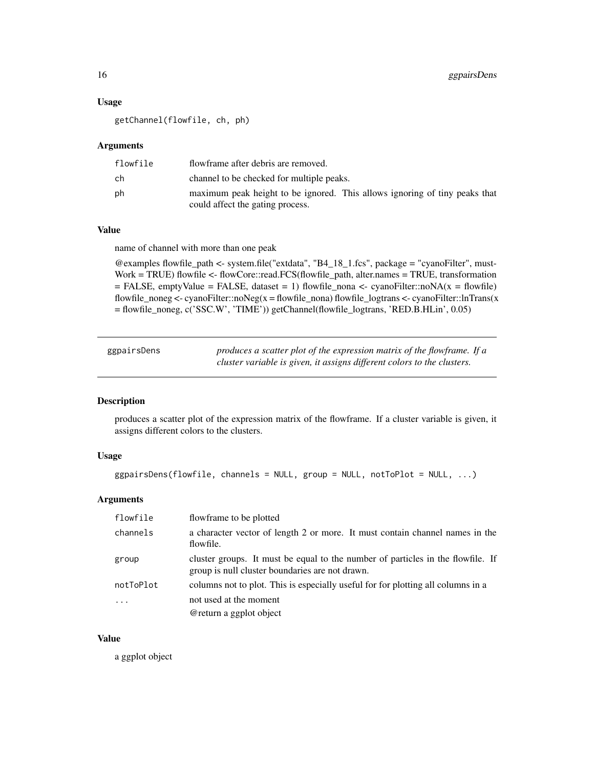### Usage

```
getChannel(flowfile, ch, ph)
```

### Arguments

| | |
|---|---|
| flowfile | flowframe after debris are removed. |
| ch | channel to be checked for multiple peaks. |
| ph | maximum peak height to be ignored. This allows ignoring of tiny peaks that could affect the gating process. |

### Value

name of channel with more than one peak

@examples flowfile_path <- system.file("extdata", "B4_18_1.fcs", package = "cyanoFilter", mustWork = TRUE) flowfile <- flowCore::read.FCS(flowfile_path, alter.names = TRUE, transformation = FALSE, emptyValue = FALSE, dataset = 1) flowfile_nona <- cyanoFilter::noNA(x = flowfile) flowfile_noneg <- cyanoFilter::noNeg(x = flowfile_nona) flowfile_logtrans <- cyanoFilter::lnTrans(x = flowfile_noneg, c('SSC.W', 'TIME')) getChannel(flowfile_logtrans, 'RED.B.HLin', 0.05)

---

## ggpairsDens — *produces a scatter plot of the expression matrix of the flowframe. If a cluster variable is given, it assigns different colors to the clusters.*

### Description

produces a scatter plot of the expression matrix of the flowframe. If a cluster variable is given, it assigns different colors to the clusters.

### Usage

```
ggpairsDens(flowfile, channels = NULL, group = NULL, notToPlot = NULL, ...)
```

### Arguments

| | |
|---|---|
| flowfile | flowframe to be plotted |
| channels | a character vector of length 2 or more. It must contain channel names in the flowfile. |
| group | cluster groups. It must be equal to the number of particles in the flowfile. If group is null cluster boundaries are not drawn. |
| notToPlot | columns not to plot. This is especially useful for for plotting all columns in a |
| ... | not used at the moment<br>@return a ggplot object |

### Value

a ggplot object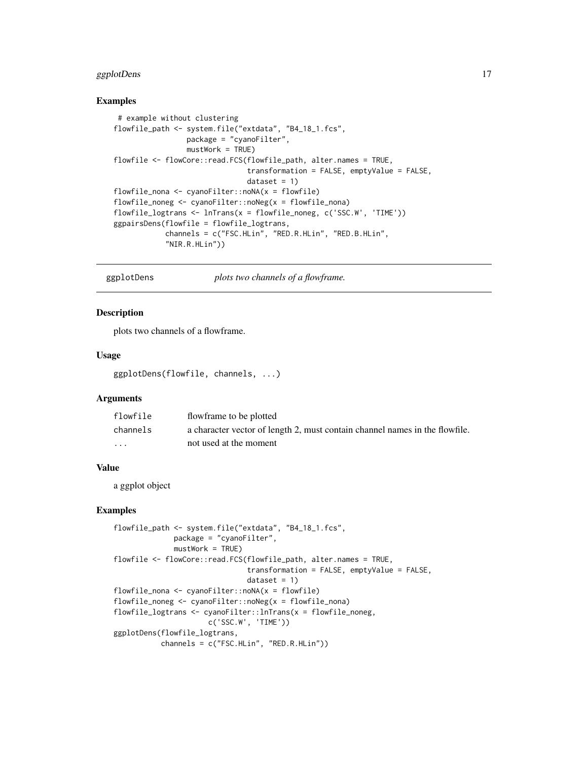### Examples

```
 # example without clustering
flowfile_path <- system.file("extdata", "B4_18_1.fcs",
                 package = "cyanoFilter",
                 mustWork = TRUE)
flowfile <- flowCore::read.FCS(flowfile_path, alter.names = TRUE,
                               transformation = FALSE, emptyValue = FALSE,
                               dataset = 1)
flowfile_nona <- cyanoFilter::noNA(x = flowfile)
flowfile_noneg <- cyanoFilter::noNeg(x = flowfile_nona)
flowfile_logtrans <- lnTrans(x = flowfile_noneg, c('SSC.W', 'TIME'))
ggpairsDens(flowfile = flowfile_logtrans,
            channels = c("FSC.HLin", "RED.R.HLin", "RED.B.HLin",
            "NIR.R.HLin"))
```

---

## ggplotDens — *plots two channels of a flowframe.*

### Description

plots two channels of a flowframe.

### Usage

```
ggplotDens(flowfile, channels, ...)
```

### Arguments

| | |
|---|---|
| `flowfile` | flowframe to be plotted |
| `channels` | a character vector of length 2, must contain channel names in the flowfile. |
| `...` | not used at the moment |

### Value

a ggplot object

### Examples

```
flowfile_path <- system.file("extdata", "B4_18_1.fcs",
              package = "cyanoFilter",
              mustWork = TRUE)
flowfile <- flowCore::read.FCS(flowfile_path, alter.names = TRUE,
                               transformation = FALSE, emptyValue = FALSE,
                               dataset = 1)
flowfile_nona <- cyanoFilter::noNA(x = flowfile)
flowfile_noneg <- cyanoFilter::noNeg(x = flowfile_nona)
flowfile_logtrans <- cyanoFilter::lnTrans(x = flowfile_noneg,
                     c('SSC.W', 'TIME'))
ggplotDens(flowfile_logtrans,
           channels = c("FSC.HLin", "RED.R.HLin"))
```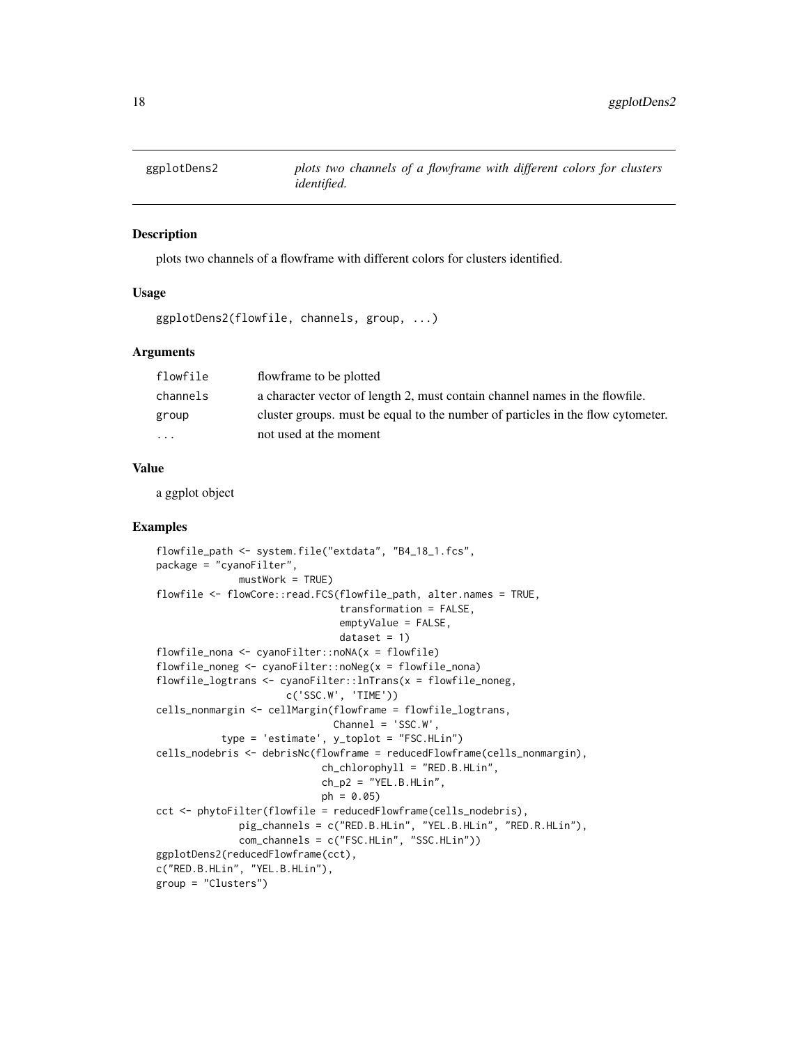## ggplotDens2 — *plots two channels of a flowframe with different colors for clusters identified.*

### Description

plots two channels of a flowframe with different colors for clusters identified.

### Usage

```
ggplotDens2(flowfile, channels, group, ...)
```

### Arguments

| | |
|---|---|
| flowfile | flowframe to be plotted |
| channels | a character vector of length 2, must contain channel names in the flowfile. |
| group | cluster groups. must be equal to the number of particles in the flow cytometer. |
| ... | not used at the moment |

### Value

a ggplot object

### Examples

```
flowfile_path <- system.file("extdata", "B4_18_1.fcs",
package = "cyanoFilter",
              mustWork = TRUE)
flowfile <- flowCore::read.FCS(flowfile_path, alter.names = TRUE,
                               transformation = FALSE,
                               emptyValue = FALSE,
                               dataset = 1)
flowfile_nona <- cyanoFilter::noNA(x = flowfile)
flowfile_noneg <- cyanoFilter::noNeg(x = flowfile_nona)
flowfile_logtrans <- cyanoFilter::lnTrans(x = flowfile_noneg,
                       c('SSC.W', 'TIME'))
cells_nonmargin <- cellMargin(flowframe = flowfile_logtrans,
                              Channel = 'SSC.W',
           type = 'estimate', y_toplot = "FSC.HLin")
cells_nodebris <- debrisNc(flowframe = reducedFlowframe(cells_nonmargin),
                           ch_chlorophyll = "RED.B.HLin",
                           ch_p2 = "YEL.B.HLin",
                           ph = 0.05)
cct <- phytoFilter(flowfile = reducedFlowframe(cells_nodebris),
              pig_channels = c("RED.B.HLin", "YEL.B.HLin", "RED.R.HLin"),
              com_channels = c("FSC.HLin", "SSC.HLin"))
ggplotDens2(reducedFlowframe(cct),
c("RED.B.HLin", "YEL.B.HLin"),
group = "Clusters")
```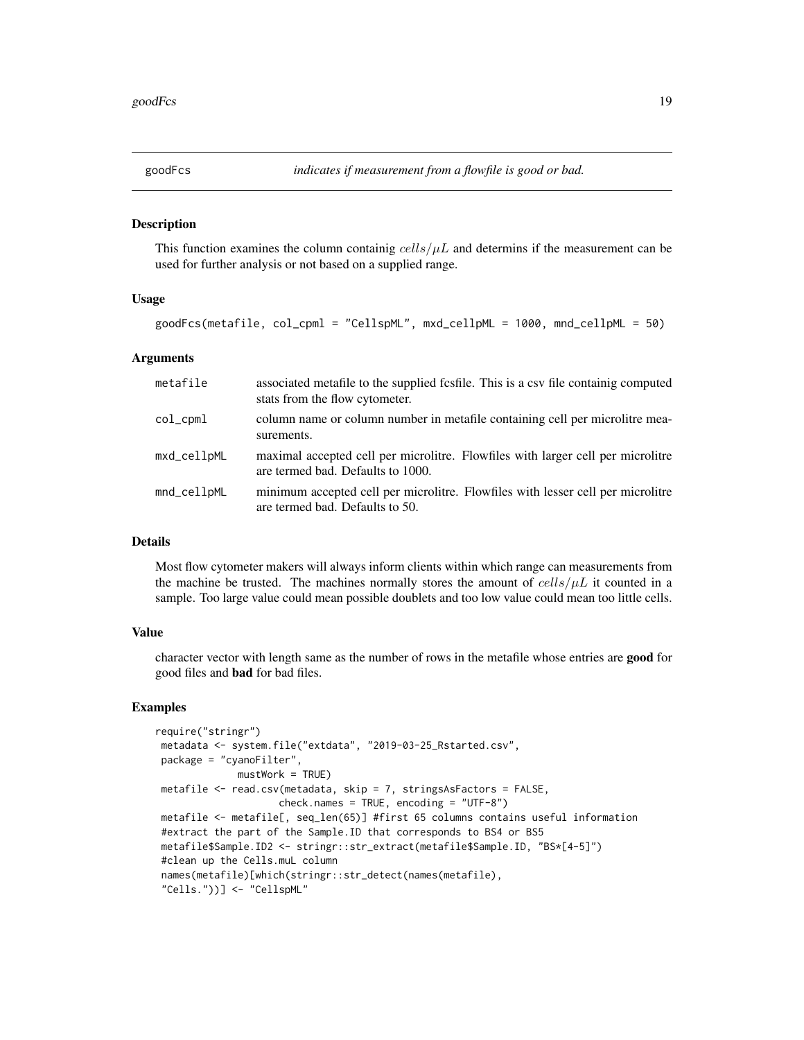# goodFcs — *indicates if measurement from a flowfile is good or bad.*

## Description

This function examines the column containig $cells/\mu L$ and determins if the measurement can be used for further analysis or not based on a supplied range.

## Usage

```
goodFcs(metafile, col_cpml = "CellspML", mxd_cellpML = 1000, mnd_cellpML = 50)
```

## Arguments

| | |
|---|---|
| metafile | associated metafile to the supplied fcsfile. This is a csv file containig computed stats from the flow cytometer. |
| col_cpml | column name or column number in metafile containing cell per microlitre measurements. |
| mxd_cellpML | maximal accepted cell per microlitre. Flowfiles with larger cell per microlitre are termed bad. Defaults to 1000. |
| mnd_cellpML | minimum accepted cell per microlitre. Flowfiles with lesser cell per microlitre are termed bad. Defaults to 50. |

## Details

Most flow cytometer makers will always inform clients within which range can measurements from the machine be trusted. The machines normally stores the amount of $cells/\mu L$ it counted in a sample. Too large value could mean possible doublets and too low value could mean too little cells.

## Value

character vector with length same as the number of rows in the metafile whose entries are **good** for good files and **bad** for bad files.

## Examples

```
require("stringr")
 metadata <- system.file("extdata", "2019-03-25_Rstarted.csv",
 package = "cyanoFilter",
             mustWork = TRUE)
 metafile <- read.csv(metadata, skip = 7, stringsAsFactors = FALSE,
                     check.names = TRUE, encoding = "UTF-8")
 metafile <- metafile[, seq_len(65)] #first 65 columns contains useful information
 #extract the part of the Sample.ID that corresponds to BS4 or BS5
 metafile$Sample.ID2 <- stringr::str_extract(metafile$Sample.ID, "BS*[4-5]")
 #clean up the Cells.muL column
 names(metafile)[which(stringr::str_detect(names(metafile),
 "Cells."))] <- "CellspML"
```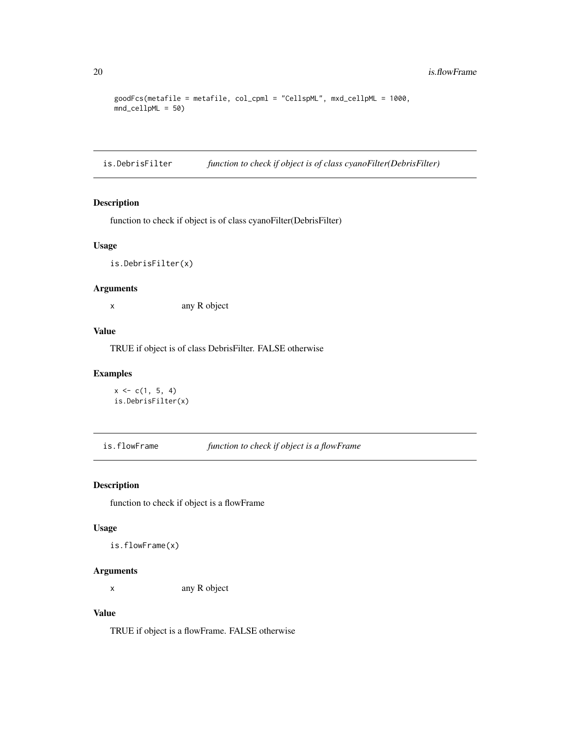```
goodFcs(metafile = metafile, col_cpml = "CellspML", mxd_cellpML = 1000,
mnd_cellpML = 50)
```

## is.DebrisFilter — *function to check if object is of class cyanoFilter(DebrisFilter)*

### Description

function to check if object is of class cyanoFilter(DebrisFilter)

### Usage

```
is.DebrisFilter(x)
```

### Arguments

| | |
|---|---|
| x | any R object |

### Value

TRUE if object is of class DebrisFilter. FALSE otherwise

### Examples

```
x <- c(1, 5, 4)
is.DebrisFilter(x)
```

## is.flowFrame — *function to check if object is a flowFrame*

### Description

function to check if object is a flowFrame

### Usage

```
is.flowFrame(x)
```

### Arguments

| | |
|---|---|
| x | any R object |

### Value

TRUE if object is a flowFrame. FALSE otherwise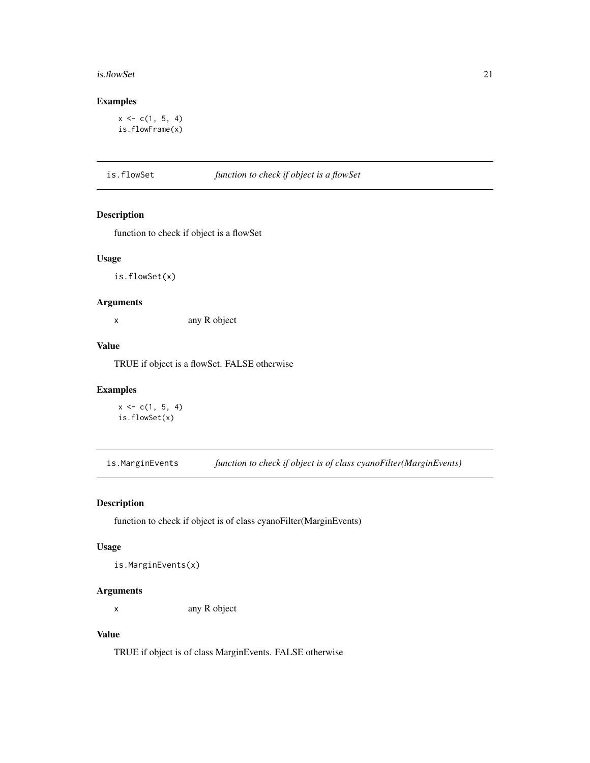## Examples

```
x <- c(1, 5, 4)
is.flowFrame(x)
```

---

## is.flowSet — *function to check if object is a flowSet*

### Description

function to check if object is a flowSet

### Usage

```
is.flowSet(x)
```

### Arguments

| | |
|---|---|
| x | any R object |

### Value

TRUE if object is a flowSet. FALSE otherwise

### Examples

```
x <- c(1, 5, 4)
is.flowSet(x)
```

---

## is.MarginEvents — *function to check if object is of class cyanoFilter(MarginEvents)*

### Description

function to check if object is of class cyanoFilter(MarginEvents)

### Usage

```
is.MarginEvents(x)
```

### Arguments

| | |
|---|---|
| x | any R object |

### Value

TRUE if object is of class MarginEvents. FALSE otherwise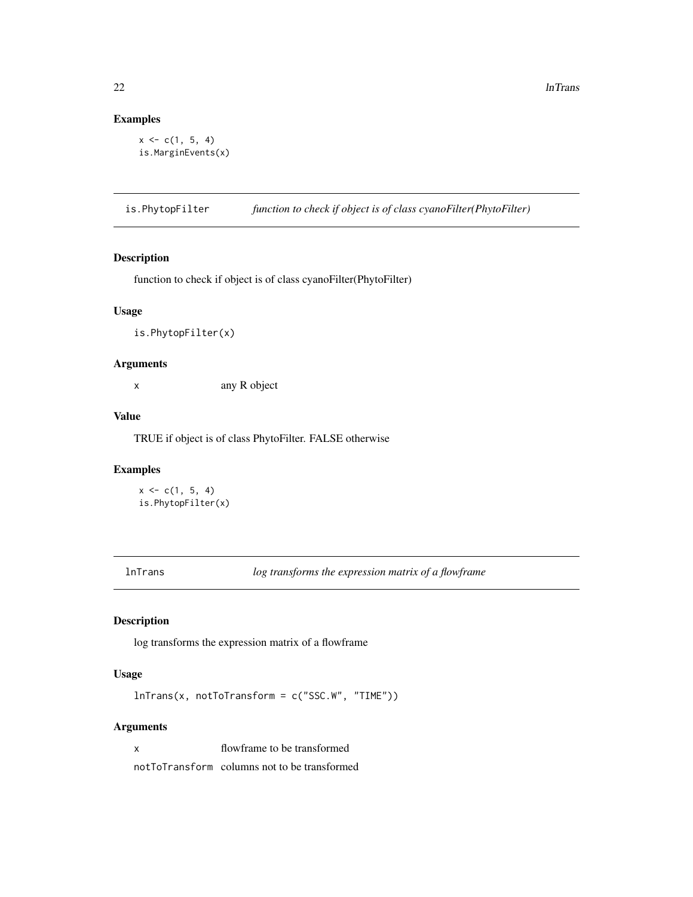## Examples

```
x <- c(1, 5, 4)
is.MarginEvents(x)
```

---

## is.PhytopFilter &nbsp;&nbsp;&nbsp; *function to check if object is of class cyanoFilter(PhytoFilter)*

### Description

function to check if object is of class cyanoFilter(PhytoFilter)

### Usage

```
is.PhytopFilter(x)
```

### Arguments

| | |
|---|---|
| x | any R object |

### Value

TRUE if object is of class PhytoFilter. FALSE otherwise

### Examples

```
x <- c(1, 5, 4)
is.PhytopFilter(x)
```

---

## lnTrans &nbsp;&nbsp;&nbsp; *log transforms the expression matrix of a flowframe*

### Description

log transforms the expression matrix of a flowframe

### Usage

```
lnTrans(x, notToTransform = c("SSC.W", "TIME"))
```

### Arguments

| | |
|---|---|
| x | flowframe to be transformed |
| notToTransform | columns not to be transformed |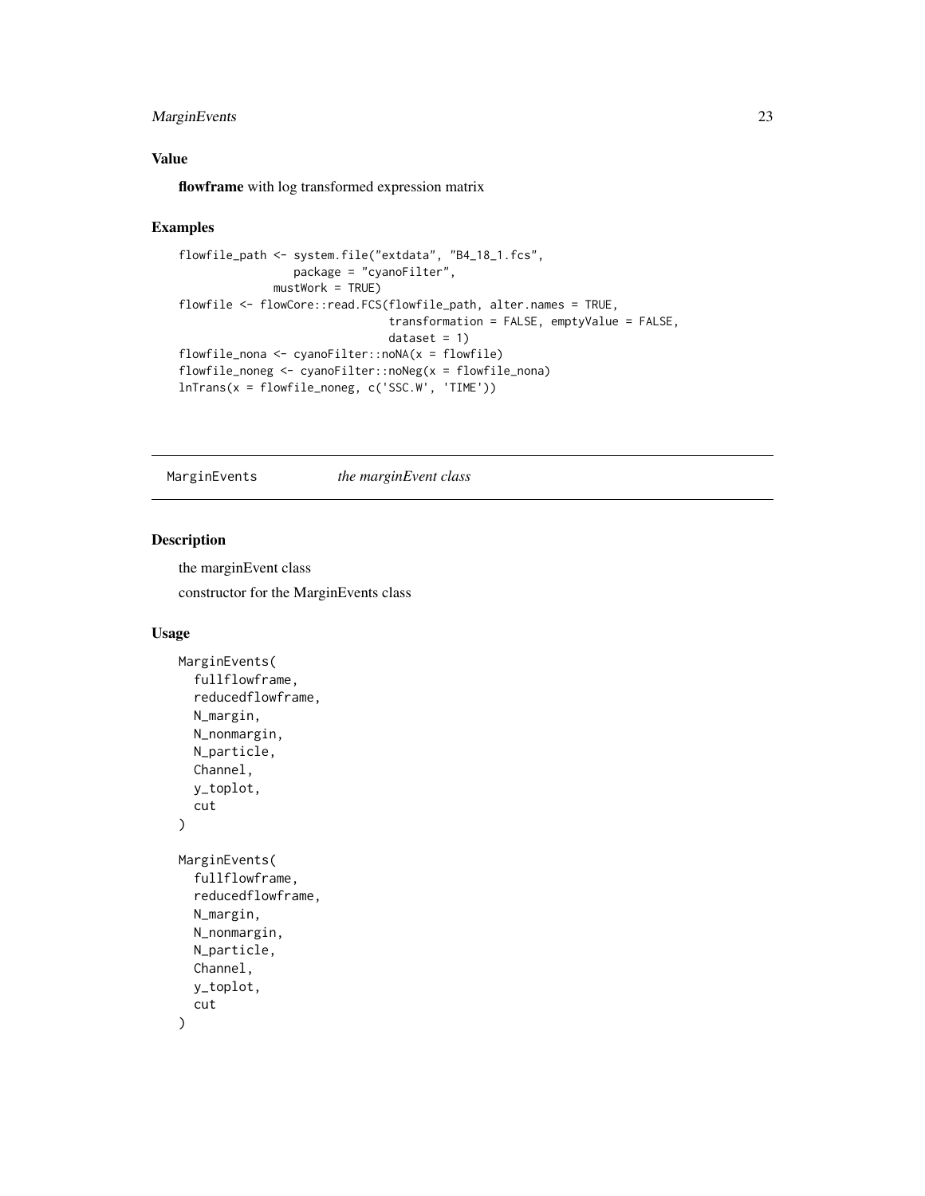## Value

**flowframe** with log transformed expression matrix

## Examples

```
flowfile_path <- system.file("extdata", "B4_18_1.fcs",
                  package = "cyanoFilter",
              mustWork = TRUE)
flowfile <- flowCore::read.FCS(flowfile_path, alter.names = TRUE,
                                transformation = FALSE, emptyValue = FALSE,
                                dataset = 1)
flowfile_nona <- cyanoFilter::noNA(x = flowfile)
flowfile_noneg <- cyanoFilter::noNeg(x = flowfile_nona)
lnTrans(x = flowfile_noneg, c('SSC.W', 'TIME'))
```

---

# MarginEvents *the marginEvent class*

## Description

the marginEvent class

constructor for the MarginEvents class

## Usage

```
MarginEvents(
  fullflowframe,
  reducedflowframe,
  N_margin,
  N_nonmargin,
  N_particle,
  Channel,
  y_toplot,
  cut
)

MarginEvents(
  fullflowframe,
  reducedflowframe,
  N_margin,
  N_nonmargin,
  N_particle,
  Channel,
  y_toplot,
  cut
)
```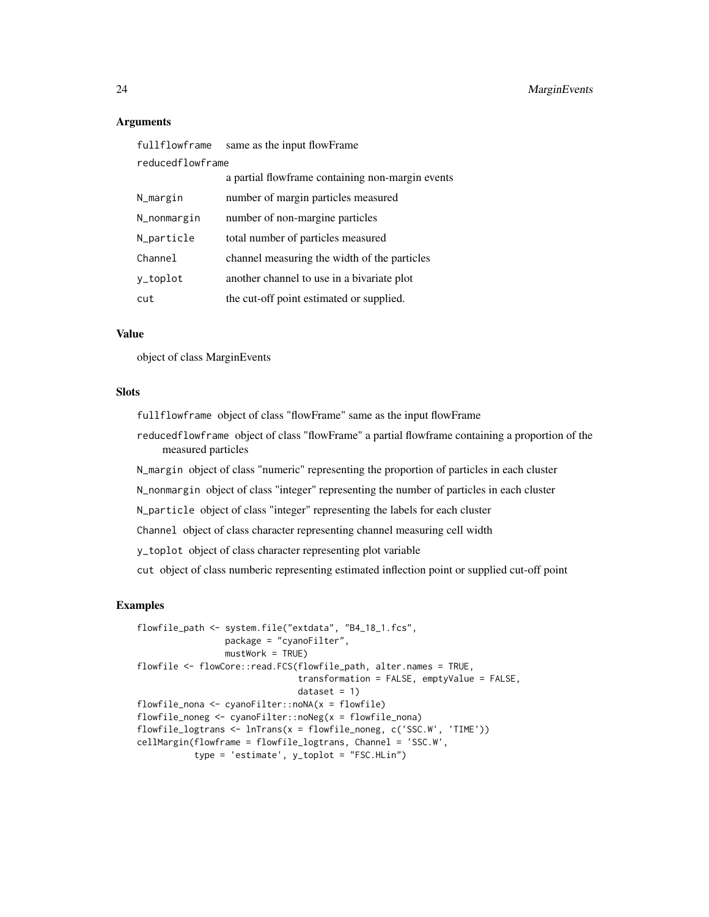## Arguments

| | |
|---|---|
| `fullflowframe` | same as the input flowFrame |
| `reducedflowframe` | a partial flowframe containing non-margin events |
| `N_margin` | number of margin particles measured |
| `N_nonmargin` | number of non-margine particles |
| `N_particle` | total number of particles measured |
| `Channel` | channel measuring the width of the particles |
| `y_toplot` | another channel to use in a bivariate plot |
| `cut` | the cut-off point estimated or supplied. |

## Value

object of class MarginEvents

## Slots

`fullflowframe` object of class "flowFrame" same as the input flowFrame

`reducedflowframe` object of class "flowFrame" a partial flowframe containing a proportion of the measured particles

`N_margin` object of class "numeric" representing the proportion of particles in each cluster

`N_nonmargin` object of class "integer" representing the number of particles in each cluster

`N_particle` object of class "integer" representing the labels for each cluster

`Channel` object of class character representing channel measuring cell width

`y_toplot` object of class character representing plot variable

`cut` object of class numberic representing estimated inflection point or supplied cut-off point

## Examples

```
flowfile_path <- system.file("extdata", "B4_18_1.fcs",
                 package = "cyanoFilter",
                 mustWork = TRUE)
flowfile <- flowCore::read.FCS(flowfile_path, alter.names = TRUE,
                               transformation = FALSE, emptyValue = FALSE,
                               dataset = 1)
flowfile_nona <- cyanoFilter::noNA(x = flowfile)
flowfile_noneg <- cyanoFilter::noNeg(x = flowfile_nona)
flowfile_logtrans <- lnTrans(x = flowfile_noneg, c('SSC.W', 'TIME'))
cellMargin(flowframe = flowfile_logtrans, Channel = 'SSC.W',
           type = 'estimate', y_toplot = "FSC.HLin")
```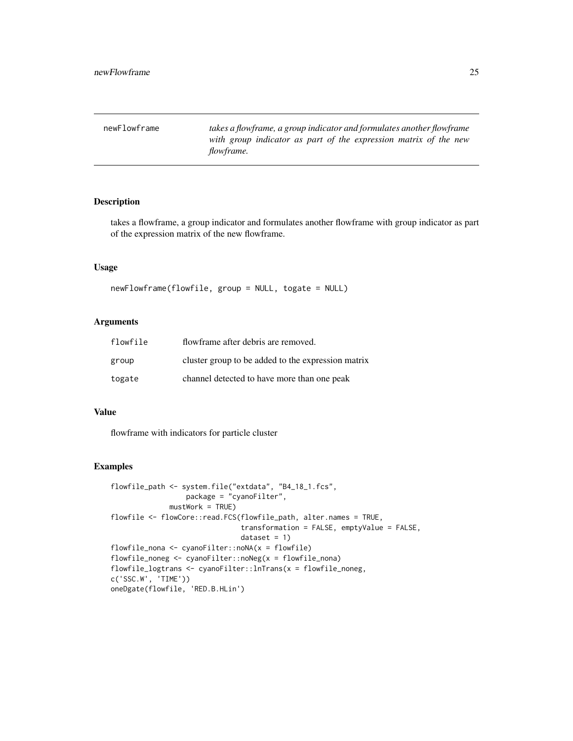| newFlowframe | *takes a flowframe, a group indicator and formulates another flowframe with group indicator as part of the expression matrix of the new flowframe.* |
| --- | --- |

## Description

takes a flowframe, a group indicator and formulates another flowframe with group indicator as part of the expression matrix of the new flowframe.

## Usage

```
newFlowframe(flowfile, group = NULL, togate = NULL)
```

## Arguments

| | |
| --- | --- |
| flowfile | flowframe after debris are removed. |
| group | cluster group to be added to the expression matrix |
| togate | channel detected to have more than one peak |

## Value

flowframe with indicators for particle cluster

## Examples

```
flowfile_path <- system.file("extdata", "B4_18_1.fcs",
                  package = "cyanoFilter",
              mustWork = TRUE)
flowfile <- flowCore::read.FCS(flowfile_path, alter.names = TRUE,
                               transformation = FALSE, emptyValue = FALSE,
                               dataset = 1)
flowfile_nona <- cyanoFilter::noNA(x = flowfile)
flowfile_noneg <- cyanoFilter::noNeg(x = flowfile_nona)
flowfile_logtrans <- cyanoFilter::lnTrans(x = flowfile_noneg,
c('SSC.W', 'TIME'))
oneDgate(flowfile, 'RED.B.HLin')
```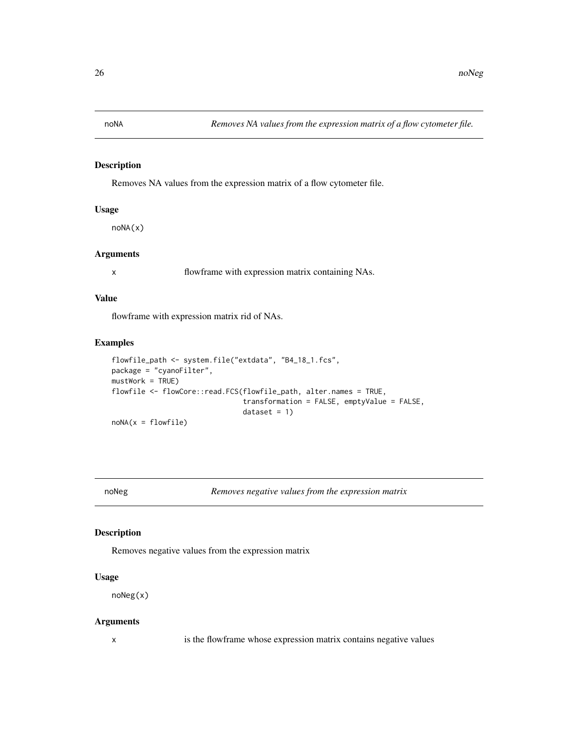## noNA — *Removes NA values from the expression matrix of a flow cytometer file.*

### Description

Removes NA values from the expression matrix of a flow cytometer file.

### Usage

```
noNA(x)
```

### Arguments

x    flowframe with expression matrix containing NAs.

### Value

flowframe with expression matrix rid of NAs.

### Examples

```
flowfile_path <- system.file("extdata", "B4_18_1.fcs",
package = "cyanoFilter",
mustWork = TRUE)
flowfile <- flowCore::read.FCS(flowfile_path, alter.names = TRUE,
                               transformation = FALSE, emptyValue = FALSE,
                               dataset = 1)
noNA(x = flowfile)
```

## noNeg — *Removes negative values from the expression matrix*

### Description

Removes negative values from the expression matrix

### Usage

```
noNeg(x)
```

### Arguments

x    is the flowframe whose expression matrix contains negative values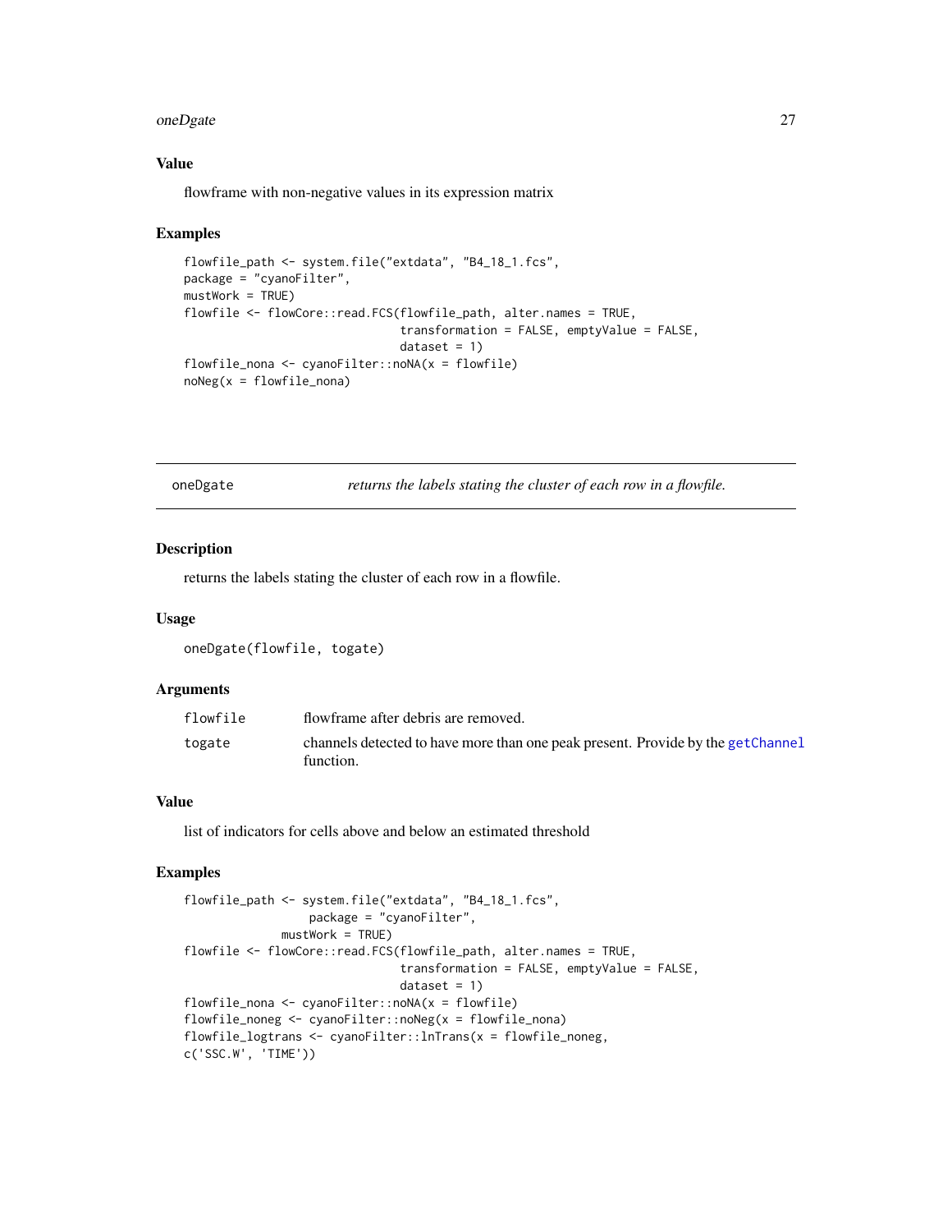## Value

flowframe with non-negative values in its expression matrix

## Examples

```
flowfile_path <- system.file("extdata", "B4_18_1.fcs",
package = "cyanoFilter",
mustWork = TRUE)
flowfile <- flowCore::read.FCS(flowfile_path, alter.names = TRUE,
                               transformation = FALSE, emptyValue = FALSE,
                               dataset = 1)
flowfile_nona <- cyanoFilter::noNA(x = flowfile)
noNeg(x = flowfile_nona)
```

---

# oneDgate *returns the labels stating the cluster of each row in a flowfile.*

---

## Description

returns the labels stating the cluster of each row in a flowfile.

## Usage

```
oneDgate(flowfile, togate)
```

## Arguments

| | |
|---|---|
| flowfile | flowframe after debris are removed. |
| togate | channels detected to have more than one peak present. Provide by the getChannel function. |

## Value

list of indicators for cells above and below an estimated threshold

## Examples

```
flowfile_path <- system.file("extdata", "B4_18_1.fcs",
                package = "cyanoFilter",
            mustWork = TRUE)
flowfile <- flowCore::read.FCS(flowfile_path, alter.names = TRUE,
                               transformation = FALSE, emptyValue = FALSE,
                               dataset = 1)
flowfile_nona <- cyanoFilter::noNA(x = flowfile)
flowfile_noneg <- cyanoFilter::noNeg(x = flowfile_nona)
flowfile_logtrans <- cyanoFilter::lnTrans(x = flowfile_noneg,
c('SSC.W', 'TIME'))
```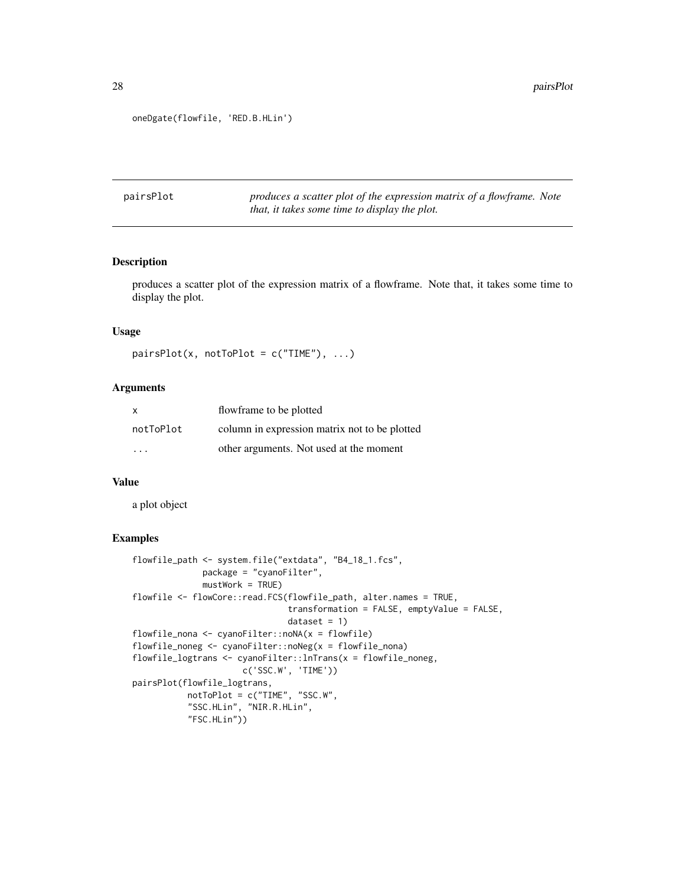```
oneDgate(flowfile, 'RED.B.HLin')
```

---

pairsPlot *produces a scatter plot of the expression matrix of a flowframe. Note that, it takes some time to display the plot.*

---

## Description

produces a scatter plot of the expression matrix of a flowframe. Note that, it takes some time to display the plot.

## Usage

```
pairsPlot(x, notToPlot = c("TIME"), ...)
```

## Arguments

| | |
|---|---|
| x | flowframe to be plotted |
| notToPlot | column in expression matrix not to be plotted |
| ... | other arguments. Not used at the moment |

## Value

a plot object

## Examples

```
flowfile_path <- system.file("extdata", "B4_18_1.fcs",
              package = "cyanoFilter",
              mustWork = TRUE)
flowfile <- flowCore::read.FCS(flowfile_path, alter.names = TRUE,
                               transformation = FALSE, emptyValue = FALSE,
                               dataset = 1)
flowfile_nona <- cyanoFilter::noNA(x = flowfile)
flowfile_noneg <- cyanoFilter::noNeg(x = flowfile_nona)
flowfile_logtrans <- cyanoFilter::lnTrans(x = flowfile_noneg,
                    c('SSC.W', 'TIME'))
pairsPlot(flowfile_logtrans,
           notToPlot = c("TIME", "SSC.W",
           "SSC.HLin", "NIR.R.HLin",
           "FSC.HLin"))
```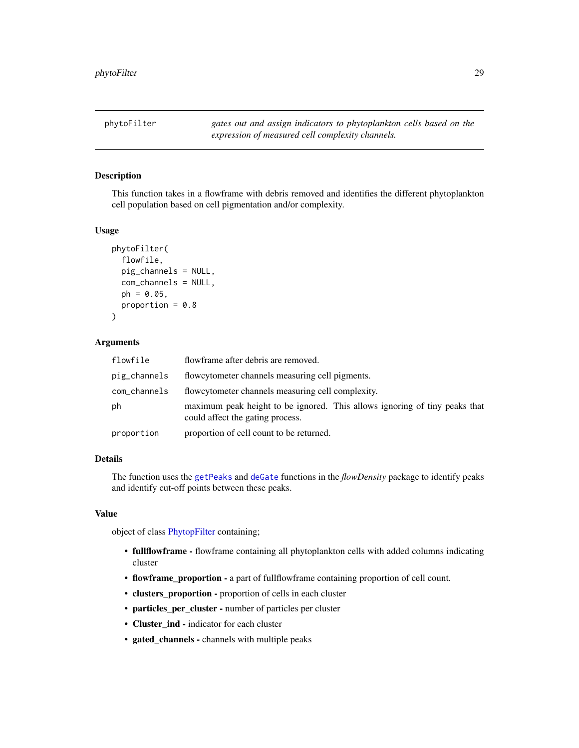## phytoFilter

*gates out and assign indicators to phytoplankton cells based on the expression of measured cell complexity channels.*

### Description

This function takes in a flowframe with debris removed and identifies the different phytoplankton cell population based on cell pigmentation and/or complexity.

### Usage

```
phytoFilter(
  flowfile,
  pig_channels = NULL,
  com_channels = NULL,
  ph = 0.05,
  proportion = 0.8
)
```

### Arguments

| | |
|---|---|
| flowfile | flowframe after debris are removed. |
| pig_channels | flowcytometer channels measuring cell pigments. |
| com_channels | flowcytometer channels measuring cell complexity. |
| ph | maximum peak height to be ignored. This allows ignoring of tiny peaks that could affect the gating process. |
| proportion | proportion of cell count to be returned. |

### Details

The function uses the getPeaks and deGate functions in the *flowDensity* package to identify peaks and identify cut-off points between these peaks.

### Value

object of class PhytopFilter containing;

- **fullflowframe -** flowframe containing all phytoplankton cells with added columns indicating cluster
- **flowframe_proportion -** a part of fullflowframe containing proportion of cell count.
- **clusters_proportion -** proportion of cells in each cluster
- **particles_per_cluster -** number of particles per cluster
- **Cluster_ind -** indicator for each cluster
- **gated_channels -** channels with multiple peaks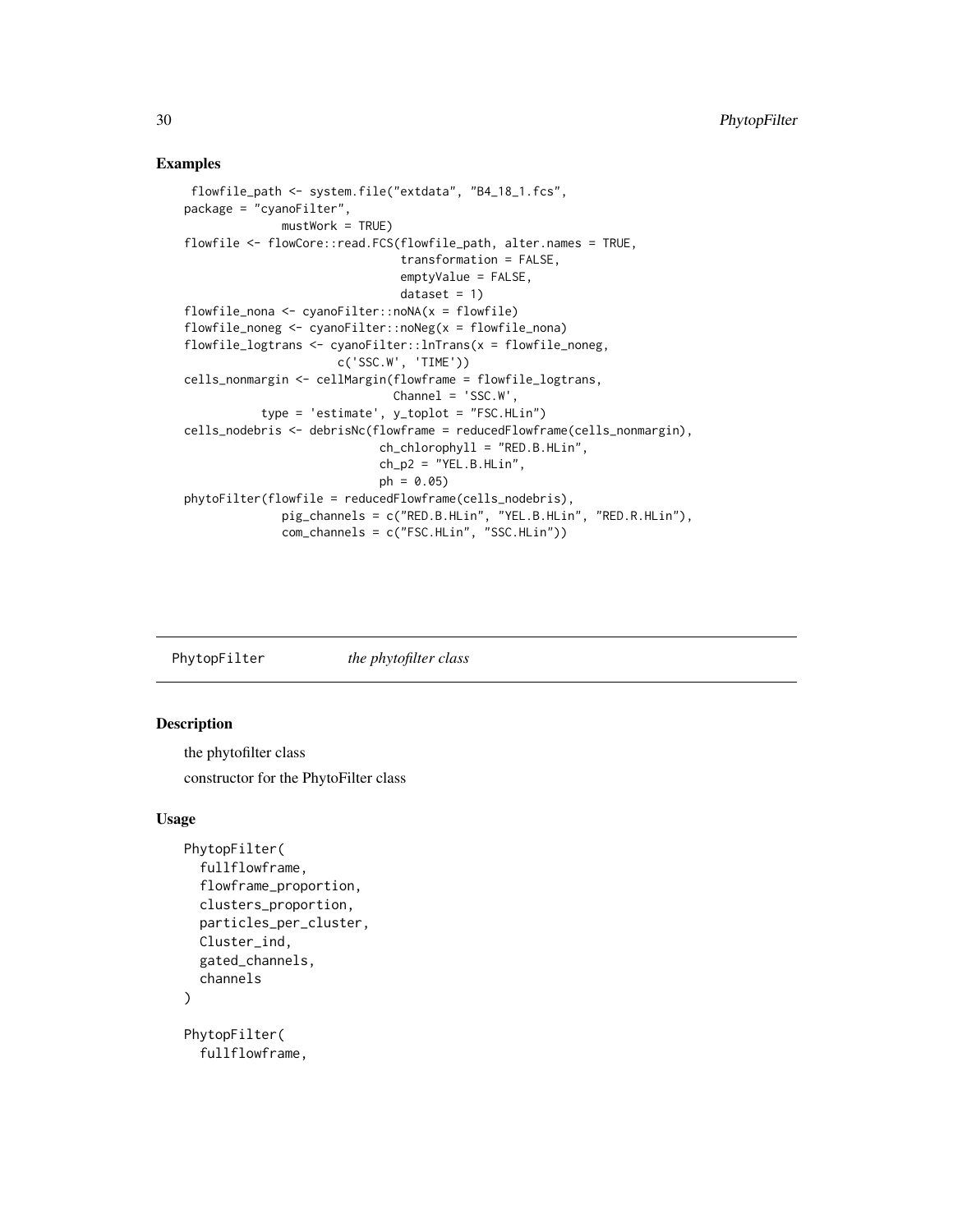## Examples

```
 flowfile_path <- system.file("extdata", "B4_18_1.fcs",
package = "cyanoFilter",
             mustWork = TRUE)
flowfile <- flowCore::read.FCS(flowfile_path, alter.names = TRUE,
                               transformation = FALSE,
                               emptyValue = FALSE,
                               dataset = 1)
flowfile_nona <- cyanoFilter::noNA(x = flowfile)
flowfile_noneg <- cyanoFilter::noNeg(x = flowfile_nona)
flowfile_logtrans <- cyanoFilter::lnTrans(x = flowfile_noneg,
                     c('SSC.W', 'TIME'))
cells_nonmargin <- cellMargin(flowframe = flowfile_logtrans,
                              Channel = 'SSC.W',
           type = 'estimate', y_toplot = "FSC.HLin")
cells_nodebris <- debrisNc(flowframe = reducedFlowframe(cells_nonmargin),
                            ch_chlorophyll = "RED.B.HLin",
                            ch_p2 = "YEL.B.HLin",
                            ph = 0.05)
phytoFilter(flowfile = reducedFlowframe(cells_nodebris),
             pig_channels = c("RED.B.HLin", "YEL.B.HLin", "RED.R.HLin"),
             com_channels = c("FSC.HLin", "SSC.HLin"))
```

---

`PhytopFilter` *the phytofilter class*

---

## Description

the phytofilter class

constructor for the PhytoFilter class

## Usage

```
PhytopFilter(
  fullflowframe,
  flowframe_proportion,
  clusters_proportion,
  particles_per_cluster,
  Cluster_ind,
  gated_channels,
  channels
)

PhytopFilter(
  fullflowframe,
```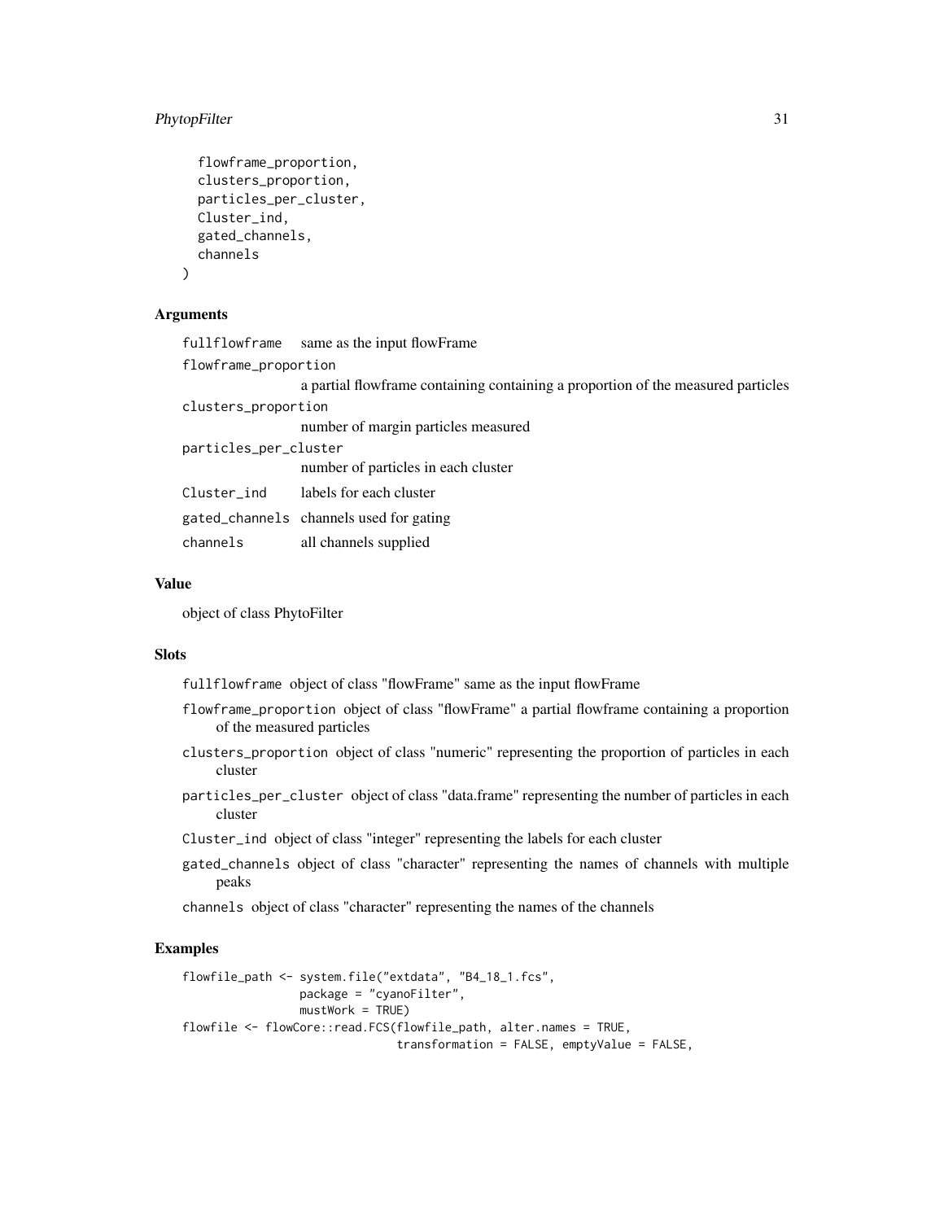```
  flowframe_proportion,
  clusters_proportion,
  particles_per_cluster,
  Cluster_ind,
  gated_channels,
  channels
)
```

### Arguments

- `fullflowframe` same as the input flowFrame
- `flowframe_proportion` a partial flowframe containing containing a proportion of the measured particles
- `clusters_proportion` number of margin particles measured
- `particles_per_cluster` number of particles in each cluster
- `Cluster_ind` labels for each cluster
- `gated_channels` channels used for gating
- `channels` all channels supplied

### Value

object of class PhytoFilter

### Slots

- `fullflowframe` object of class "flowFrame" same as the input flowFrame
- `flowframe_proportion` object of class "flowFrame" a partial flowframe containing a proportion of the measured particles
- `clusters_proportion` object of class "numeric" representing the proportion of particles in each cluster
- `particles_per_cluster` object of class "data.frame" representing the number of particles in each cluster
- `Cluster_ind` object of class "integer" representing the labels for each cluster
- `gated_channels` object of class "character" representing the names of channels with multiple peaks
- `channels` object of class "character" representing the names of the channels

### Examples

```
flowfile_path <- system.file("extdata", "B4_18_1.fcs",
                package = "cyanoFilter",
                mustWork = TRUE)
flowfile <- flowCore::read.FCS(flowfile_path, alter.names = TRUE,
                               transformation = FALSE, emptyValue = FALSE,
```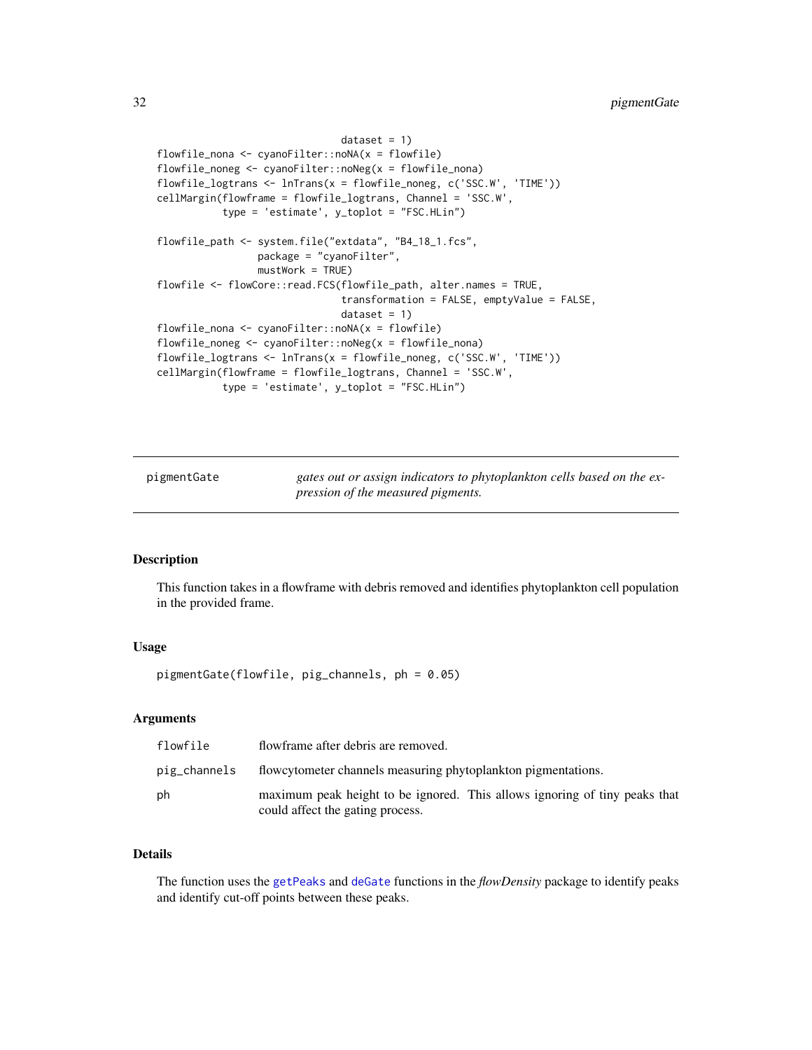```
                                dataset = 1)
flowfile_nona <- cyanoFilter::noNA(x = flowfile)
flowfile_noneg <- cyanoFilter::noNeg(x = flowfile_nona)
flowfile_logtrans <- lnTrans(x = flowfile_noneg, c('SSC.W', 'TIME'))
cellMargin(flowframe = flowfile_logtrans, Channel = 'SSC.W',
           type = 'estimate', y_toplot = "FSC.HLin")

flowfile_path <- system.file("extdata", "B4_18_1.fcs",
                 package = "cyanoFilter",
                 mustWork = TRUE)
flowfile <- flowCore::read.FCS(flowfile_path, alter.names = TRUE,
                                transformation = FALSE, emptyValue = FALSE,
                                dataset = 1)
flowfile_nona <- cyanoFilter::noNA(x = flowfile)
flowfile_noneg <- cyanoFilter::noNeg(x = flowfile_nona)
flowfile_logtrans <- lnTrans(x = flowfile_noneg, c('SSC.W', 'TIME'))
cellMargin(flowframe = flowfile_logtrans, Channel = 'SSC.W',
           type = 'estimate', y_toplot = "FSC.HLin")
```

---

## pigmentGate — *gates out or assign indicators to phytoplankton cells based on the expression of the measured pigments.*

### Description

This function takes in a flowframe with debris removed and identifies phytoplankton cell population in the provided frame.

### Usage

```
pigmentGate(flowfile, pig_channels, ph = 0.05)
```

### Arguments

| | |
|---|---|
| flowfile | flowframe after debris are removed. |
| pig_channels | flowcytometer channels measuring phytoplankton pigmentations. |
| ph | maximum peak height to be ignored. This allows ignoring of tiny peaks that could affect the gating process. |

### Details

The function uses the getPeaks and deGate functions in the *flowDensity* package to identify peaks and identify cut-off points between these peaks.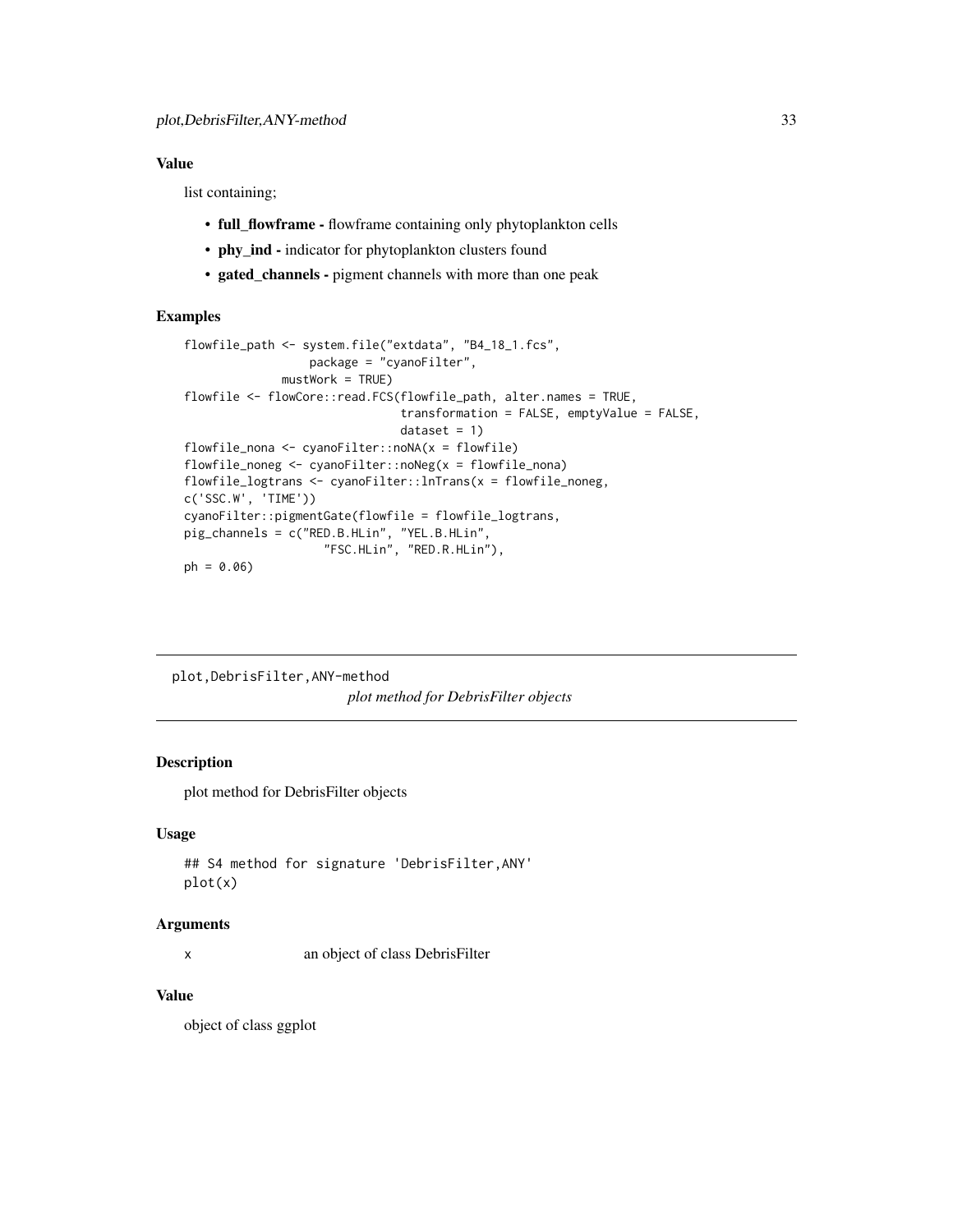### Value

list containing;

- **full_flowframe -** flowframe containing only phytoplankton cells
- **phy_ind -** indicator for phytoplankton clusters found
- **gated_channels -** pigment channels with more than one peak

### Examples

```
flowfile_path <- system.file("extdata", "B4_18_1.fcs",
                  package = "cyanoFilter",
              mustWork = TRUE)
flowfile <- flowCore::read.FCS(flowfile_path, alter.names = TRUE,
                               transformation = FALSE, emptyValue = FALSE,
                               dataset = 1)
flowfile_nona <- cyanoFilter::noNA(x = flowfile)
flowfile_noneg <- cyanoFilter::noNeg(x = flowfile_nona)
flowfile_logtrans <- cyanoFilter::lnTrans(x = flowfile_noneg,
c('SSC.W', 'TIME'))
cyanoFilter::pigmentGate(flowfile = flowfile_logtrans,
pig_channels = c("RED.B.HLin", "YEL.B.HLin",
                    "FSC.HLin", "RED.R.HLin"),
ph = 0.06)
```

---

## plot,DebrisFilter,ANY-method

*plot method for DebrisFilter objects*

---

### Description

plot method for DebrisFilter objects

### Usage

```
## S4 method for signature 'DebrisFilter,ANY'
plot(x)
```

### Arguments

| | |
|---|---|
| x | an object of class DebrisFilter |

### Value

object of class ggplot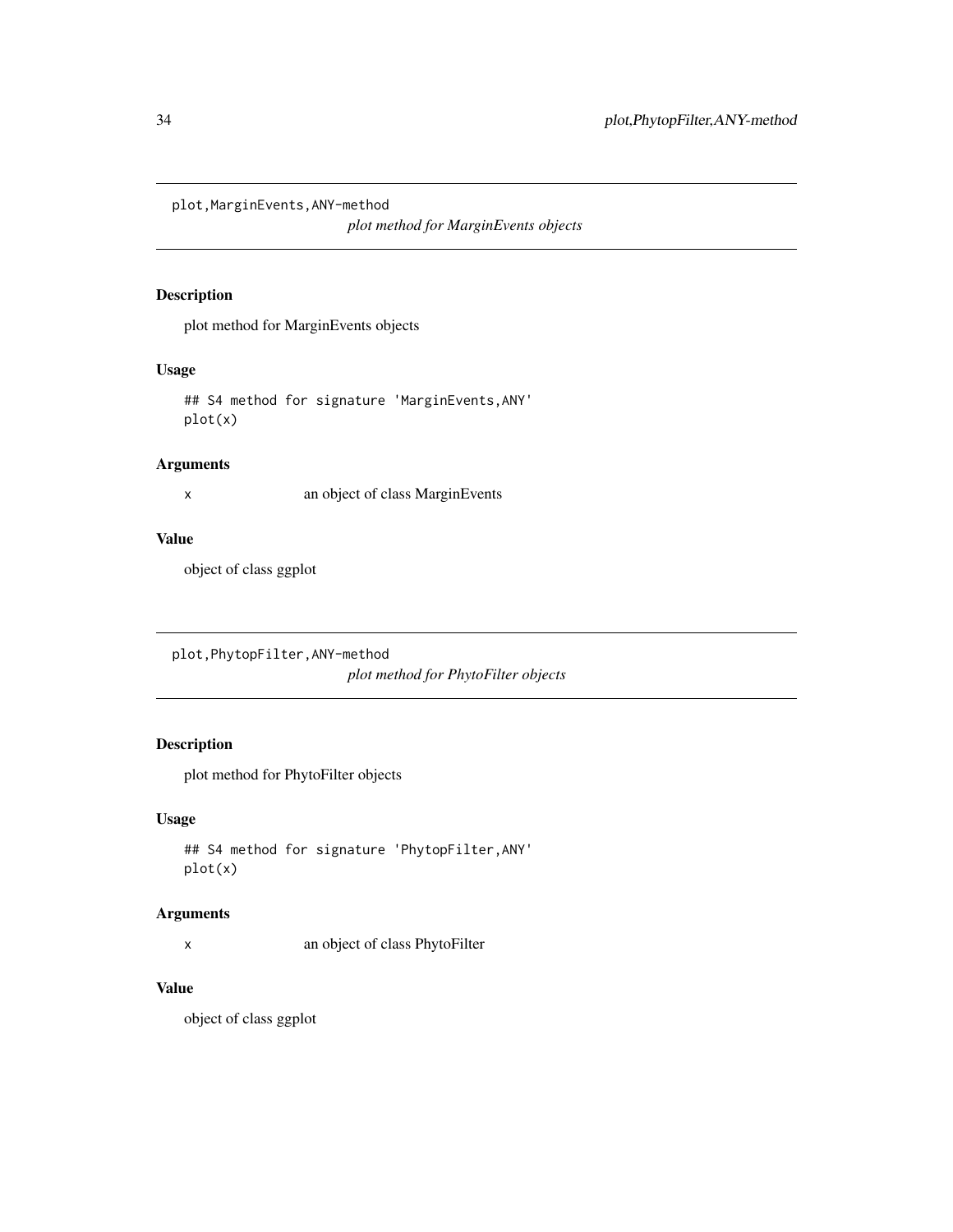## plot,MarginEvents,ANY-method

*plot method for MarginEvents objects*

### Description

plot method for MarginEvents objects

### Usage

```
## S4 method for signature 'MarginEvents,ANY'
plot(x)
```

### Arguments

| | |
|---|---|
| x | an object of class MarginEvents |

### Value

object of class ggplot

## plot,PhytopFilter,ANY-method

*plot method for PhytoFilter objects*

### Description

plot method for PhytoFilter objects

### Usage

```
## S4 method for signature 'PhytopFilter,ANY'
plot(x)
```

### Arguments

| | |
|---|---|
| x | an object of class PhytoFilter |

### Value

object of class ggplot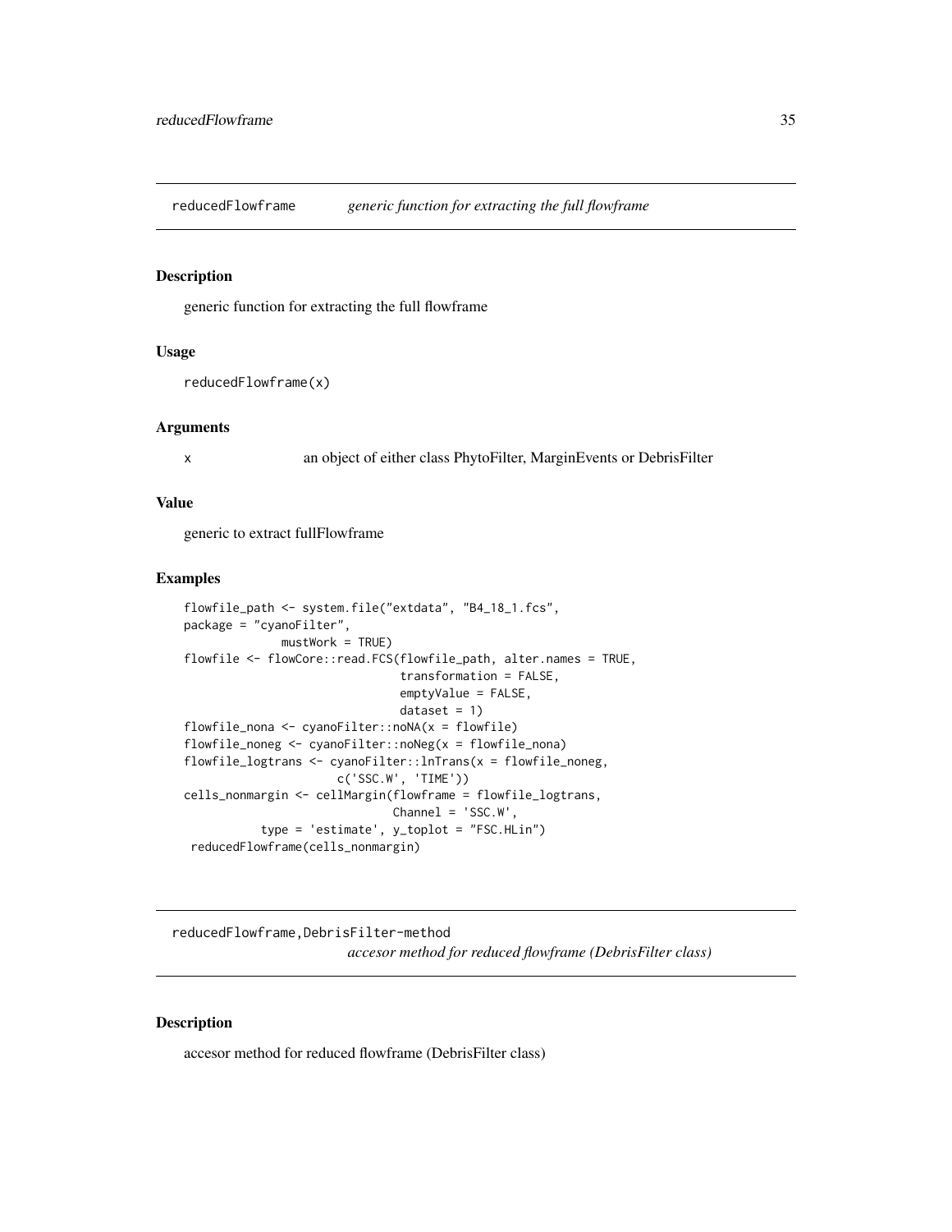## reducedFlowframe *generic function for extracting the full flowframe*

### Description

generic function for extracting the full flowframe

### Usage

```
reducedFlowframe(x)
```

### Arguments

| | |
|---|---|
| x | an object of either class PhytoFilter, MarginEvents or DebrisFilter |

### Value

generic to extract fullFlowframe

### Examples

```
flowfile_path <- system.file("extdata", "B4_18_1.fcs",
package = "cyanoFilter",
              mustWork = TRUE)
flowfile <- flowCore::read.FCS(flowfile_path, alter.names = TRUE,
                               transformation = FALSE,
                               emptyValue = FALSE,
                               dataset = 1)
flowfile_nona <- cyanoFilter::noNA(x = flowfile)
flowfile_noneg <- cyanoFilter::noNeg(x = flowfile_nona)
flowfile_logtrans <- cyanoFilter::lnTrans(x = flowfile_noneg,
                     c('SSC.W', 'TIME'))
cells_nonmargin <- cellMargin(flowframe = flowfile_logtrans,
                              Channel = 'SSC.W',
           type = 'estimate', y_toplot = "FSC.HLin")
 reducedFlowframe(cells_nonmargin)
```

## reducedFlowframe,DebrisFilter-method *accesor method for reduced flowframe (DebrisFilter class)*

### Description

accesor method for reduced flowframe (DebrisFilter class)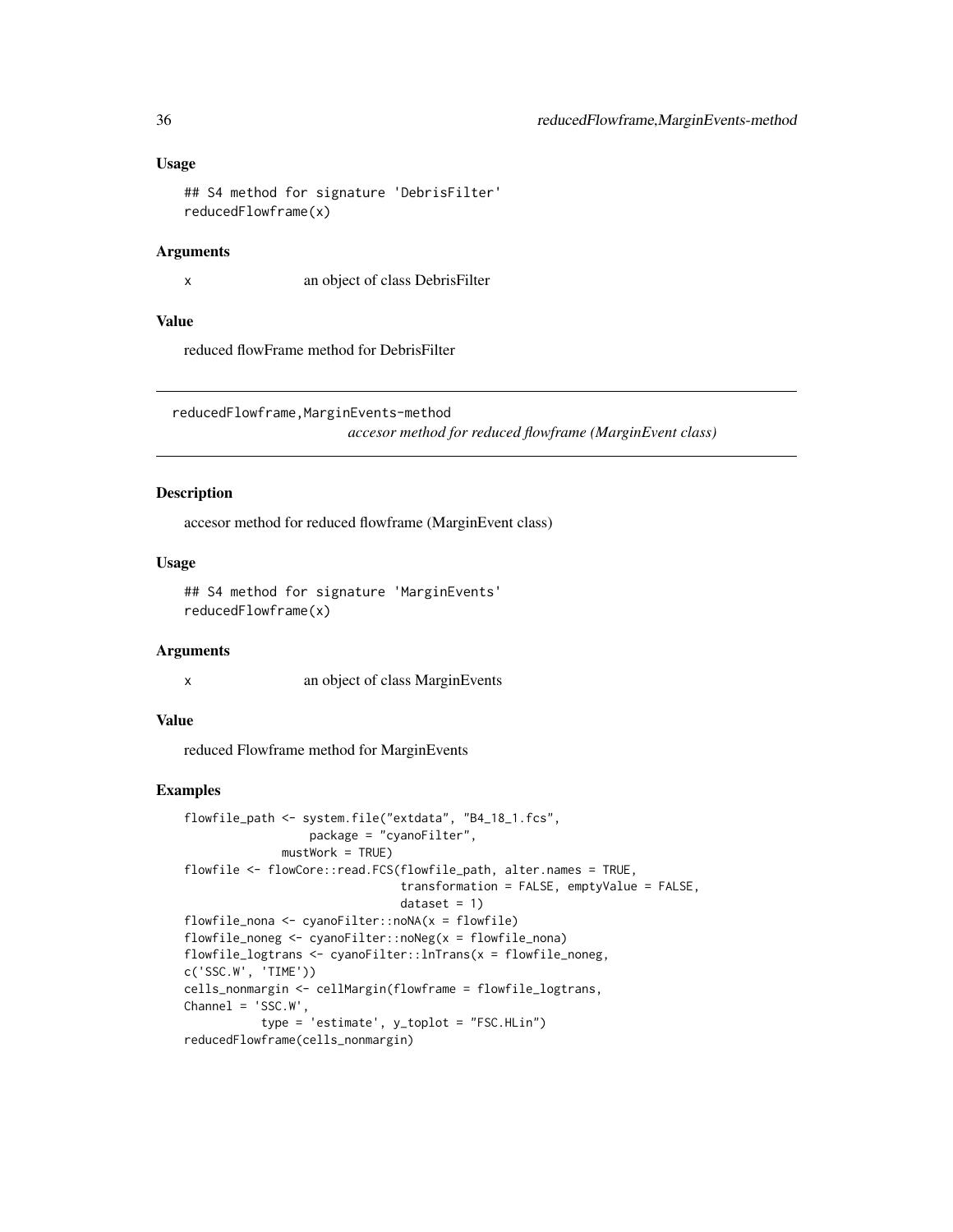### Usage

```
## S4 method for signature 'DebrisFilter'
reducedFlowframe(x)
```

### Arguments

x an object of class DebrisFilter

### Value

reduced flowFrame method for DebrisFilter

---

## reducedFlowframe,MarginEvents-method

*accesor method for reduced flowframe (MarginEvent class)*

### Description

accesor method for reduced flowframe (MarginEvent class)

### Usage

```
## S4 method for signature 'MarginEvents'
reducedFlowframe(x)
```

### Arguments

x an object of class MarginEvents

### Value

reduced Flowframe method for MarginEvents

### Examples

```
flowfile_path <- system.file("extdata", "B4_18_1.fcs",
                  package = "cyanoFilter",
              mustWork = TRUE)
flowfile <- flowCore::read.FCS(flowfile_path, alter.names = TRUE,
                               transformation = FALSE, emptyValue = FALSE,
                               dataset = 1)
flowfile_nona <- cyanoFilter::noNA(x = flowfile)
flowfile_noneg <- cyanoFilter::noNeg(x = flowfile_nona)
flowfile_logtrans <- cyanoFilter::lnTrans(x = flowfile_noneg,
c('SSC.W', 'TIME'))
cells_nonmargin <- cellMargin(flowframe = flowfile_logtrans,
Channel = 'SSC.W',
           type = 'estimate', y_toplot = "FSC.HLin")
reducedFlowframe(cells_nonmargin)
```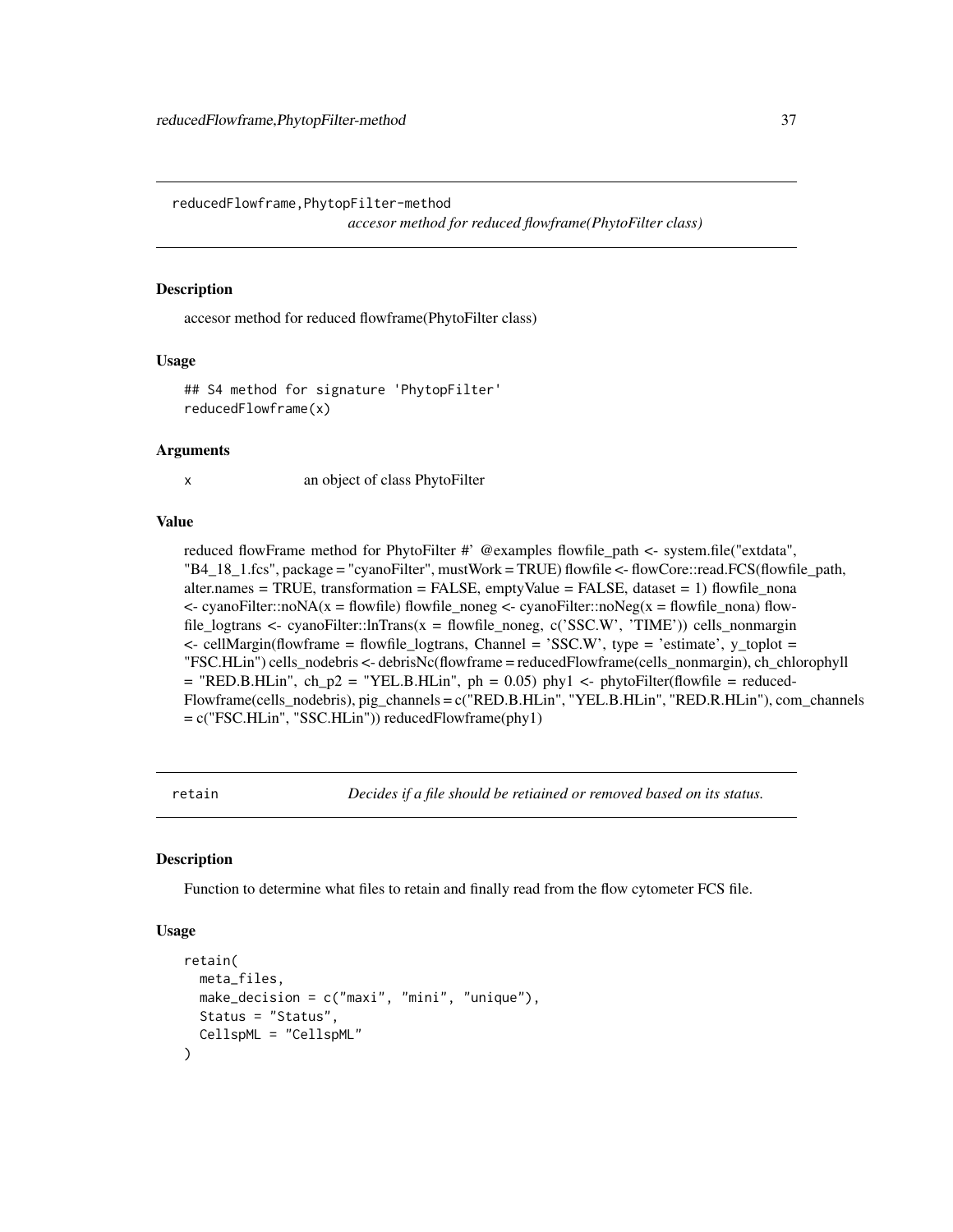## reducedFlowframe,PhytopFilter-method

*accesor method for reduced flowframe(PhytoFilter class)*

### Description

accesor method for reduced flowframe(PhytoFilter class)

### Usage

```
## S4 method for signature 'PhytopFilter'
reducedFlowframe(x)
```

### Arguments

| | |
|---|---|
| x | an object of class PhytoFilter |

### Value

reduced flowFrame method for PhytoFilter #' @examples flowfile_path <- system.file("extdata", "B4_18_1.fcs", package = "cyanoFilter", mustWork = TRUE) flowfile <- flowCore::read.FCS(flowfile_path, alter.names = TRUE, transformation = FALSE, emptyValue = FALSE, dataset = 1) flowfile_nona <- cyanoFilter::noNA(x = flowfile) flowfile_noneg <- cyanoFilter::noNeg(x = flowfile_nona) flowfile_logtrans <- cyanoFilter::lnTrans(x = flowfile_noneg, c('SSC.W', 'TIME')) cells_nonmargin <- cellMargin(flowframe = flowfile_logtrans, Channel = 'SSC.W', type = 'estimate', y_toplot = "FSC.HLin") cells_nodebris <- debrisNc(flowframe = reducedFlowframe(cells_nonmargin), ch_chlorophyll = "RED.B.HLin", ch_p2 = "YEL.B.HLin", ph = 0.05) phy1 <- phytoFilter(flowfile = reducedFlowframe(cells_nodebris), pig_channels = c("RED.B.HLin", "YEL.B.HLin", "RED.R.HLin"), com_channels = c("FSC.HLin", "SSC.HLin")) reducedFlowframe(phy1)

## retain

*Decides if a file should be retiained or removed based on its status.*

### Description

Function to determine what files to retain and finally read from the flow cytometer FCS file.

### Usage

```
retain(
  meta_files,
  make_decision = c("maxi", "mini", "unique"),
  Status = "Status",
  CellspML = "CellspML"
)
```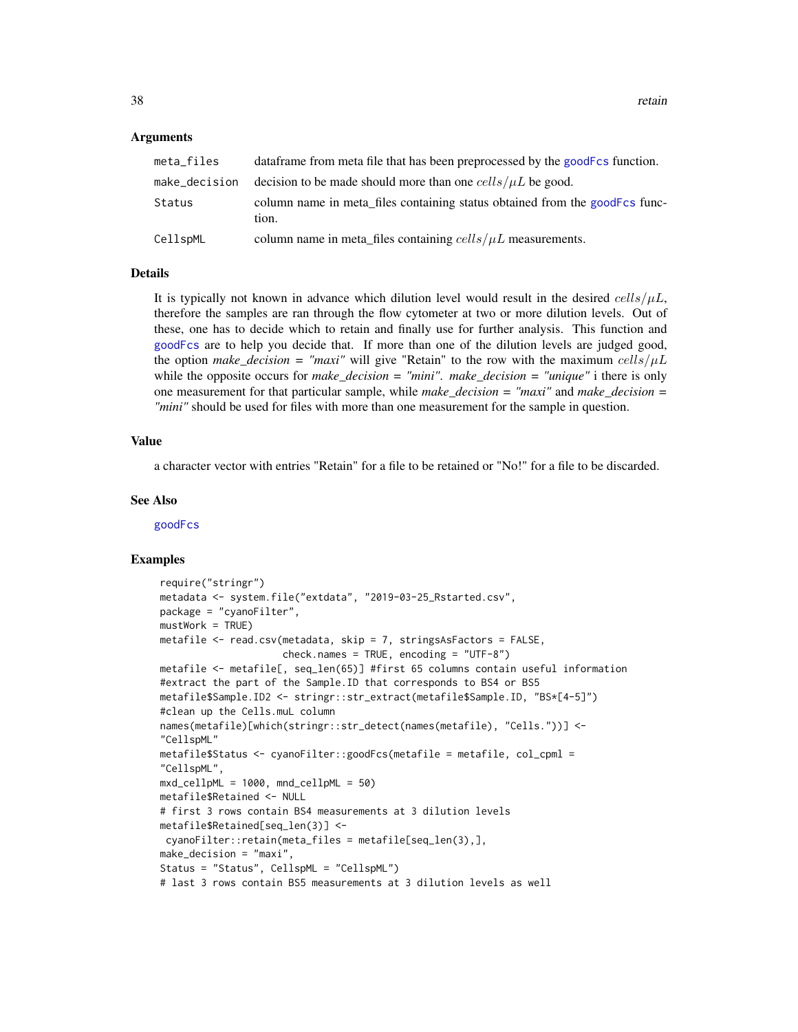### Arguments

| | |
|---|---|
| meta_files | dataframe from meta file that has been preprocessed by the goodFcs function. |
| make_decision | decision to be made should more than one $cells/\mu L$ be good. |
| Status | column name in meta_files containing status obtained from the goodFcs function. |
| CellspML | column name in meta_files containing $cells/\mu L$ measurements. |

### Details

It is typically not known in advance which dilution level would result in the desired $cells/\mu L$, therefore the samples are ran through the flow cytometer at two or more dilution levels. Out of these, one has to decide which to retain and finally use for further analysis. This function and goodFcs are to help you decide that. If more than one of the dilution levels are judged good, the option *make_decision = "maxi"* will give "Retain" to the row with the maximum $cells/\mu L$ while the opposite occurs for *make_decision = "mini"*. *make_decision = "unique"* i there is only one measurement for that particular sample, while *make_decision = "maxi"* and *make_decision = "mini"* should be used for files with more than one measurement for the sample in question.

### Value

a character vector with entries "Retain" for a file to be retained or "No!" for a file to be discarded.

### See Also

goodFcs

### Examples

```
require("stringr")
metadata <- system.file("extdata", "2019-03-25_Rstarted.csv",
package = "cyanoFilter",
mustWork = TRUE)
metafile <- read.csv(metadata, skip = 7, stringsAsFactors = FALSE,
                    check.names = TRUE, encoding = "UTF-8")
metafile <- metafile[, seq_len(65)] #first 65 columns contain useful information
#extract the part of the Sample.ID that corresponds to BS4 or BS5
metafile$Sample.ID2 <- stringr::str_extract(metafile$Sample.ID, "BS*[4-5]")
#clean up the Cells.muL column
names(metafile)[which(stringr::str_detect(names(metafile), "Cells."))] <-
"CellspML"
metafile$Status <- cyanoFilter::goodFcs(metafile = metafile, col_cpml =
"CellspML",
mxd_cellpML = 1000, mnd_cellpML = 50)
metafile$Retained <- NULL
# first 3 rows contain BS4 measurements at 3 dilution levels
metafile$Retained[seq_len(3)] <-
 cyanoFilter::retain(meta_files = metafile[seq_len(3),],
make_decision = "maxi",
Status = "Status", CellspML = "CellspML")
# last 3 rows contain BS5 measurements at 3 dilution levels as well
```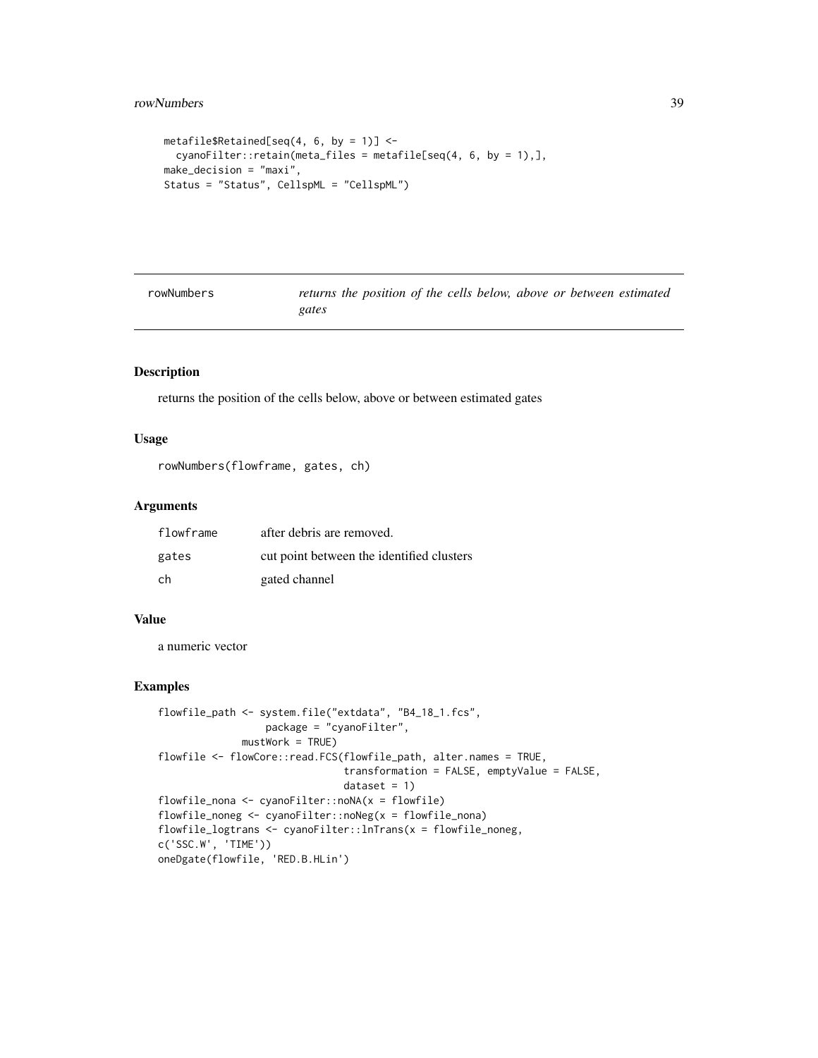```
metafile$Retained[seq(4, 6, by = 1)] <-
  cyanoFilter::retain(meta_files = metafile[seq(4, 6, by = 1),],
make_decision = "maxi",
Status = "Status", CellspML = "CellspML")
```

## rowNumbers *returns the position of the cells below, above or between estimated gates*

### Description

returns the position of the cells below, above or between estimated gates

### Usage

```
rowNumbers(flowframe, gates, ch)
```

### Arguments

| | |
|---|---|
| flowframe | after debris are removed. |
| gates | cut point between the identified clusters |
| ch | gated channel |

### Value

a numeric vector

### Examples

```
flowfile_path <- system.file("extdata", "B4_18_1.fcs",
                  package = "cyanoFilter",
              mustWork = TRUE)
flowfile <- flowCore::read.FCS(flowfile_path, alter.names = TRUE,
                               transformation = FALSE, emptyValue = FALSE,
                               dataset = 1)
flowfile_nona <- cyanoFilter::noNA(x = flowfile)
flowfile_noneg <- cyanoFilter::noNeg(x = flowfile_nona)
flowfile_logtrans <- cyanoFilter::lnTrans(x = flowfile_noneg,
c('SSC.W', 'TIME'))
oneDgate(flowfile, 'RED.B.HLin')
```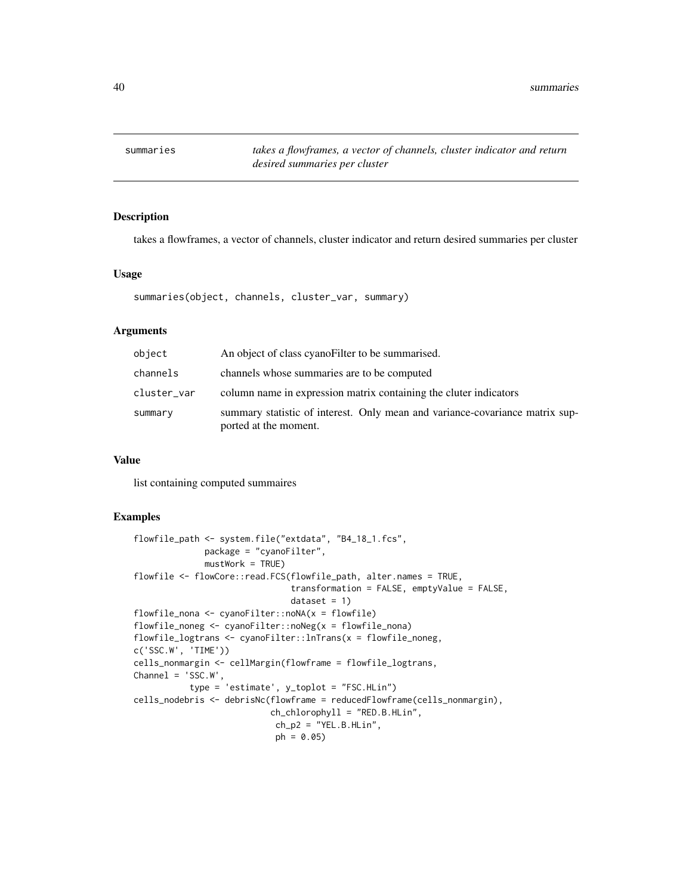# summaries

*takes a flowframes, a vector of channels, cluster indicator and return desired summaries per cluster*

## Description

takes a flowframes, a vector of channels, cluster indicator and return desired summaries per cluster

## Usage

```
summaries(object, channels, cluster_var, summary)
```

## Arguments

| | |
|---|---|
| object | An object of class cyanoFilter to be summarised. |
| channels | channels whose summaries are to be computed |
| cluster_var | column name in expression matrix containing the cluter indicators |
| summary | summary statistic of interest. Only mean and variance-covariance matrix supported at the moment. |

## Value

list containing computed summaires

## Examples

```
flowfile_path <- system.file("extdata", "B4_18_1.fcs",
              package = "cyanoFilter",
              mustWork = TRUE)
flowfile <- flowCore::read.FCS(flowfile_path, alter.names = TRUE,
                               transformation = FALSE, emptyValue = FALSE,
                               dataset = 1)
flowfile_nona <- cyanoFilter::noNA(x = flowfile)
flowfile_noneg <- cyanoFilter::noNeg(x = flowfile_nona)
flowfile_logtrans <- cyanoFilter::lnTrans(x = flowfile_noneg,
c('SSC.W', 'TIME'))
cells_nonmargin <- cellMargin(flowframe = flowfile_logtrans,
Channel = 'SSC.W',
           type = 'estimate', y_toplot = "FSC.HLin")
cells_nodebris <- debrisNc(flowframe = reducedFlowframe(cells_nonmargin),
                          ch_chlorophyll = "RED.B.HLin",
                           ch_p2 = "YEL.B.HLin",
                           ph = 0.05)
```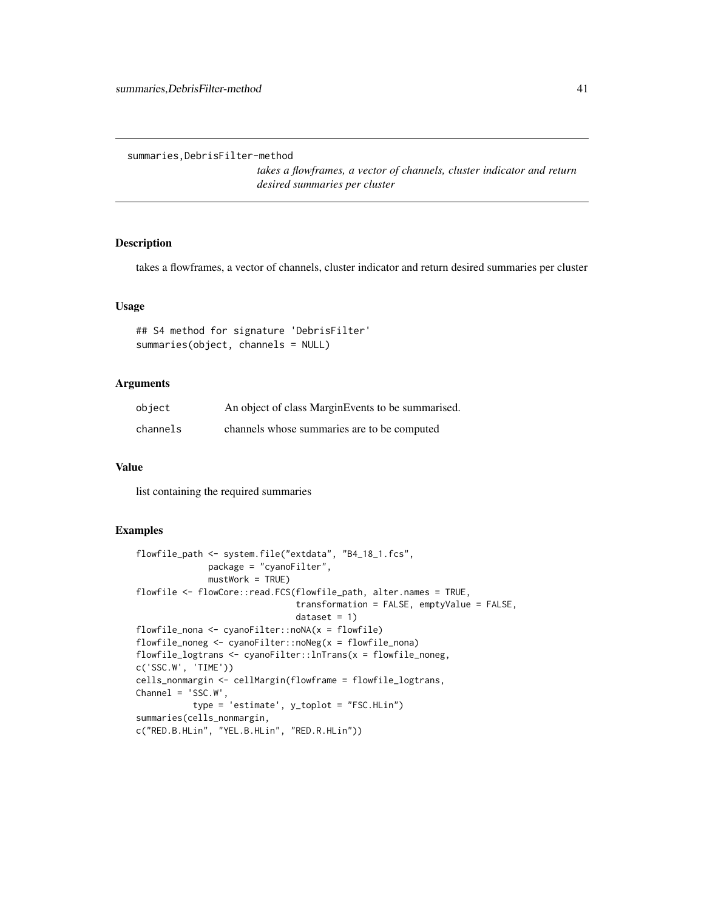summaries,DebrisFilter-method

*takes a flowframes, a vector of channels, cluster indicator and return desired summaries per cluster*

## Description

takes a flowframes, a vector of channels, cluster indicator and return desired summaries per cluster

## Usage

```
## S4 method for signature 'DebrisFilter'
summaries(object, channels = NULL)
```

## Arguments

| | |
|---|---|
| object | An object of class MarginEvents to be summarised. |
| channels | channels whose summaries are to be computed |

## Value

list containing the required summaries

## Examples

```
flowfile_path <- system.file("extdata", "B4_18_1.fcs",
              package = "cyanoFilter",
              mustWork = TRUE)
flowfile <- flowCore::read.FCS(flowfile_path, alter.names = TRUE,
                               transformation = FALSE, emptyValue = FALSE,
                               dataset = 1)
flowfile_nona <- cyanoFilter::noNA(x = flowfile)
flowfile_noneg <- cyanoFilter::noNeg(x = flowfile_nona)
flowfile_logtrans <- cyanoFilter::lnTrans(x = flowfile_noneg,
c('SSC.W', 'TIME'))
cells_nonmargin <- cellMargin(flowframe = flowfile_logtrans,
Channel = 'SSC.W',
           type = 'estimate', y_toplot = "FSC.HLin")
summaries(cells_nonmargin,
c("RED.B.HLin", "YEL.B.HLin", "RED.R.HLin"))
```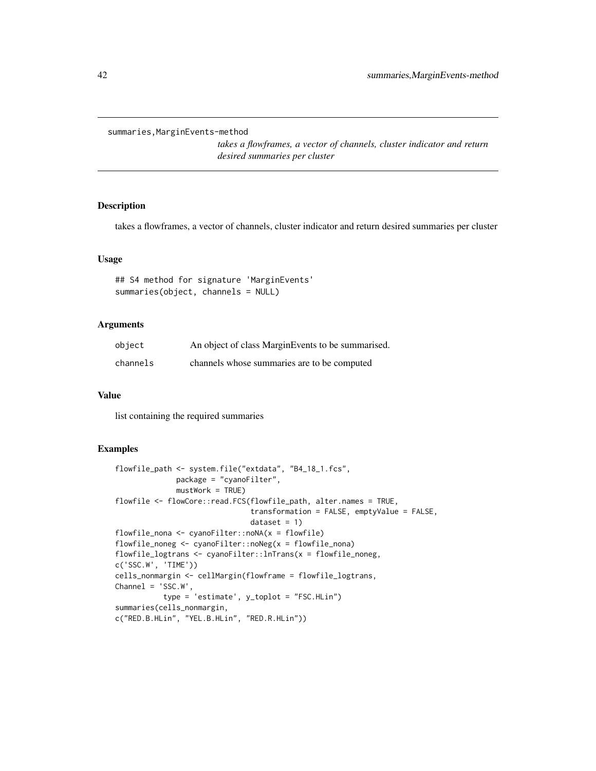summaries,MarginEvents-method

*takes a flowframes, a vector of channels, cluster indicator and return desired summaries per cluster*

## Description

takes a flowframes, a vector of channels, cluster indicator and return desired summaries per cluster

## Usage

```
## S4 method for signature 'MarginEvents'
summaries(object, channels = NULL)
```

## Arguments

| | |
|---|---|
| `object` | An object of class MarginEvents to be summarised. |
| `channels` | channels whose summaries are to be computed |

## Value

list containing the required summaries

## Examples

```
flowfile_path <- system.file("extdata", "B4_18_1.fcs",
              package = "cyanoFilter",
              mustWork = TRUE)
flowfile <- flowCore::read.FCS(flowfile_path, alter.names = TRUE,
                               transformation = FALSE, emptyValue = FALSE,
                               dataset = 1)
flowfile_nona <- cyanoFilter::noNA(x = flowfile)
flowfile_noneg <- cyanoFilter::noNeg(x = flowfile_nona)
flowfile_logtrans <- cyanoFilter::lnTrans(x = flowfile_noneg,
c('SSC.W', 'TIME'))
cells_nonmargin <- cellMargin(flowframe = flowfile_logtrans,
Channel = 'SSC.W',
           type = 'estimate', y_toplot = "FSC.HLin")
summaries(cells_nonmargin,
c("RED.B.HLin", "YEL.B.HLin", "RED.R.HLin"))
```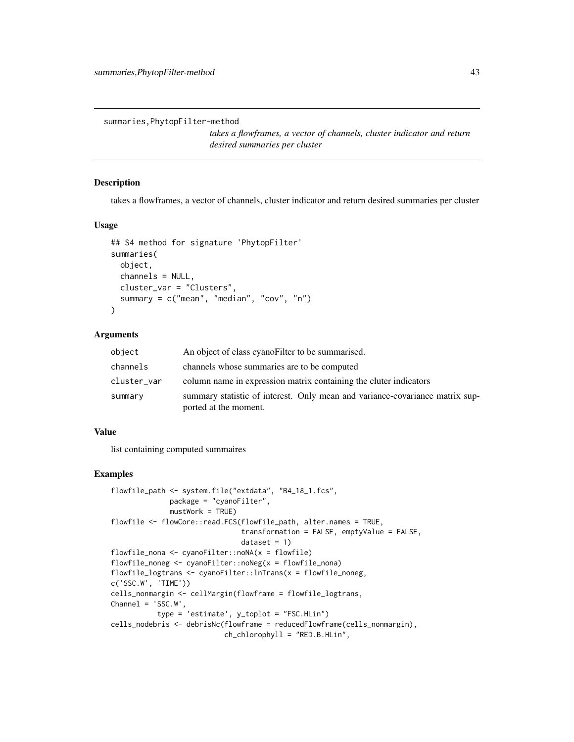## summaries,PhytopFilter-method

*takes a flowframes, a vector of channels, cluster indicator and return desired summaries per cluster*

### Description

takes a flowframes, a vector of channels, cluster indicator and return desired summaries per cluster

### Usage

```
## S4 method for signature 'PhytopFilter'
summaries(
  object,
  channels = NULL,
  cluster_var = "Clusters",
  summary = c("mean", "median", "cov", "n")
)
```

### Arguments

| | |
|---|---|
| `object` | An object of class cyanoFilter to be summarised. |
| `channels` | channels whose summaries are to be computed |
| `cluster_var` | column name in expression matrix containing the cluter indicators |
| `summary` | summary statistic of interest. Only mean and variance-covariance matrix supported at the moment. |

### Value

list containing computed summaires

### Examples

```
flowfile_path <- system.file("extdata", "B4_18_1.fcs",
              package = "cyanoFilter",
              mustWork = TRUE)
flowfile <- flowCore::read.FCS(flowfile_path, alter.names = TRUE,
                               transformation = FALSE, emptyValue = FALSE,
                               dataset = 1)
flowfile_nona <- cyanoFilter::noNA(x = flowfile)
flowfile_noneg <- cyanoFilter::noNeg(x = flowfile_nona)
flowfile_logtrans <- cyanoFilter::lnTrans(x = flowfile_noneg,
c('SSC.W', 'TIME'))
cells_nonmargin <- cellMargin(flowframe = flowfile_logtrans,
Channel = 'SSC.W',
           type = 'estimate', y_toplot = "FSC.HLin")
cells_nodebris <- debrisNc(flowframe = reducedFlowframe(cells_nonmargin),
                          ch_chlorophyll = "RED.B.HLin",
```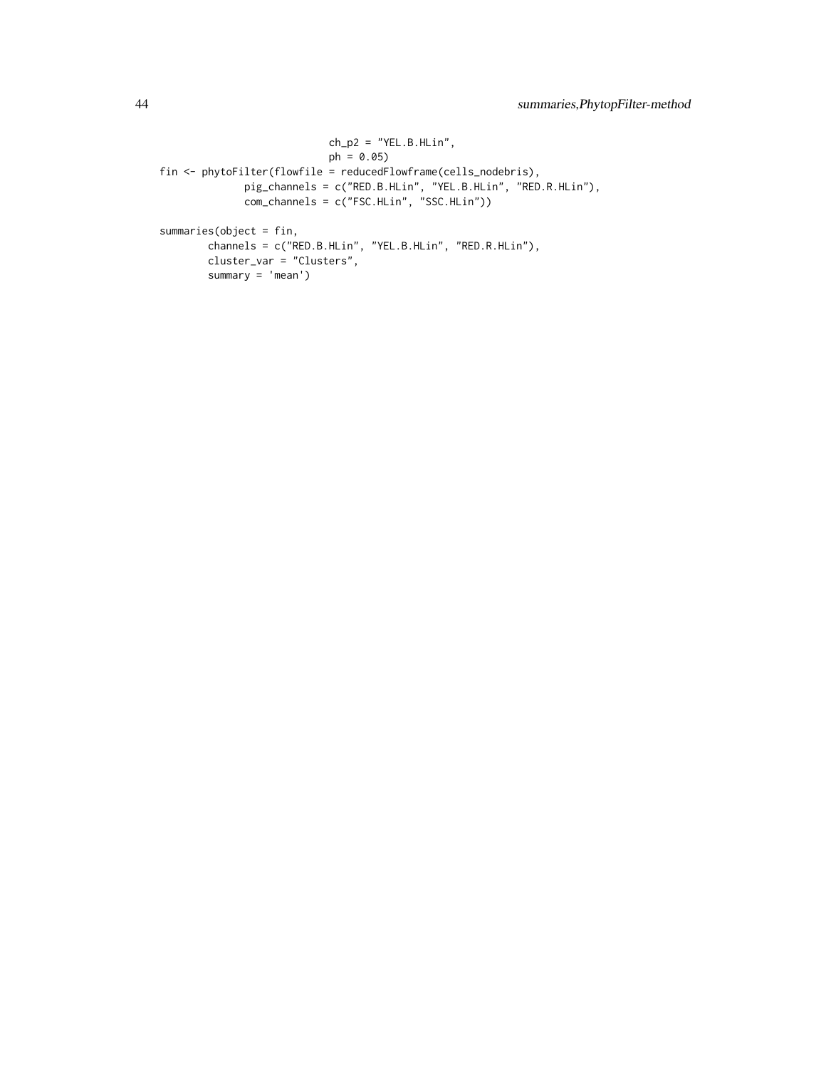```
                             ch_p2 = "YEL.B.HLin",
                             ph = 0.05)
fin <- phytoFilter(flowfile = reducedFlowframe(cells_nodebris),
              pig_channels = c("RED.B.HLin", "YEL.B.HLin", "RED.R.HLin"),
              com_channels = c("FSC.HLin", "SSC.HLin"))

summaries(object = fin,
        channels = c("RED.B.HLin", "YEL.B.HLin", "RED.R.HLin"),
        cluster_var = "Clusters",
        summary = 'mean')
```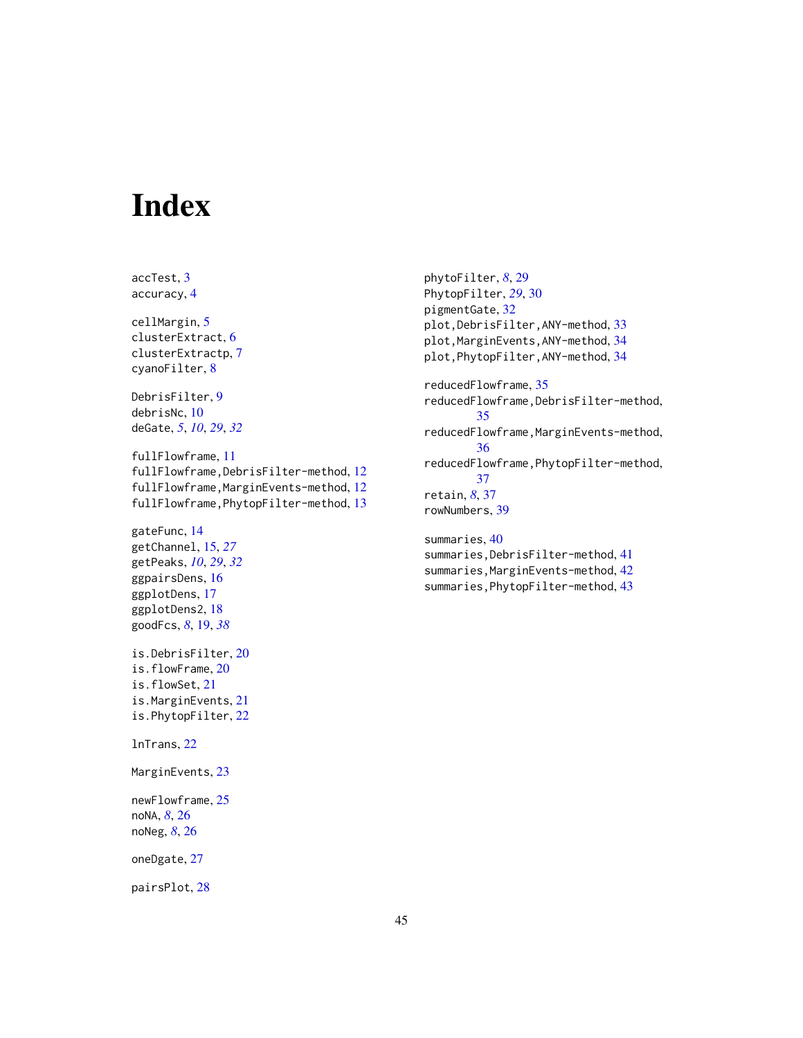# Index

accTest, 3
accuracy, 4

cellMargin, 5
clusterExtract, 6
clusterExtractp, 7
cyanoFilter, 8

DebrisFilter, 9
debrisNc, 10
deGate, *5*, *10*, *29*, *32*

fullFlowframe, 11
fullFlowframe,DebrisFilter-method, 12
fullFlowframe,MarginEvents-method, 12
fullFlowframe,PhytopFilter-method, 13

gateFunc, 14
getChannel, 15, *27*
getPeaks, *10*, *29*, *32*
ggpairsDens, 16
ggplotDens, 17
ggplotDens2, 18
goodFcs, *8*, 19, *38*

is.DebrisFilter, 20
is.flowFrame, 20
is.flowSet, 21
is.MarginEvents, 21
is.PhytopFilter, 22

lnTrans, 22

MarginEvents, 23

newFlowframe, 25
noNA, *8*, 26
noNeg, *8*, 26

oneDgate, 27

pairsPlot, 28
phytoFilter, *8*, 29
PhytopFilter, *29*, 30
pigmentGate, 32
plot,DebrisFilter,ANY-method, 33
plot,MarginEvents,ANY-method, 34
plot,PhytopFilter,ANY-method, 34

reducedFlowframe, 35
reducedFlowframe,DebrisFilter-method, 35
reducedFlowframe,MarginEvents-method, 36
reducedFlowframe,PhytopFilter-method, 37
retain, *8*, 37
rowNumbers, 39

summaries, 40
summaries,DebrisFilter-method, 41
summaries,MarginEvents-method, 42
summaries,PhytopFilter-method, 43